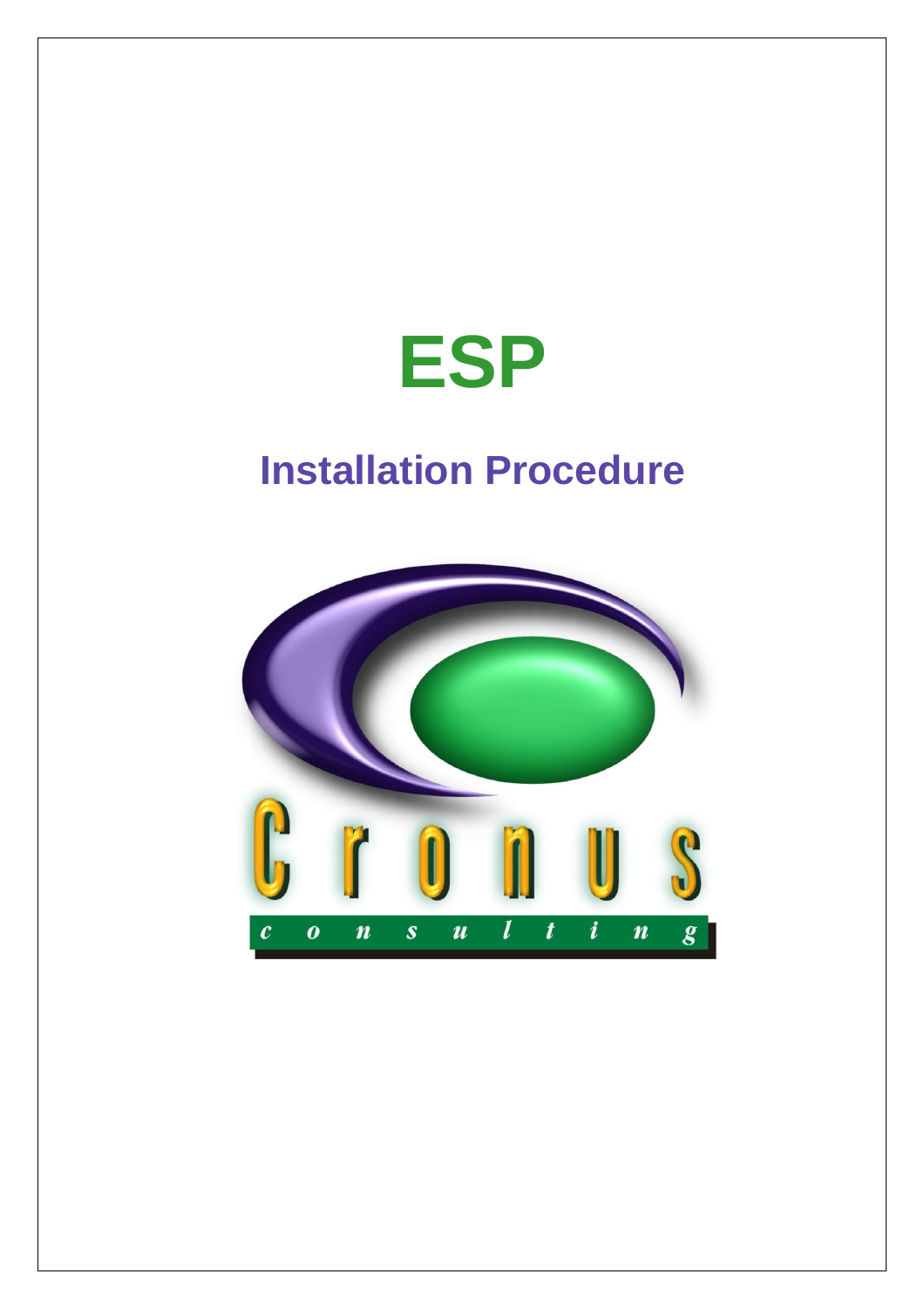# ESP

## Installation Procedure

Cronus

consulting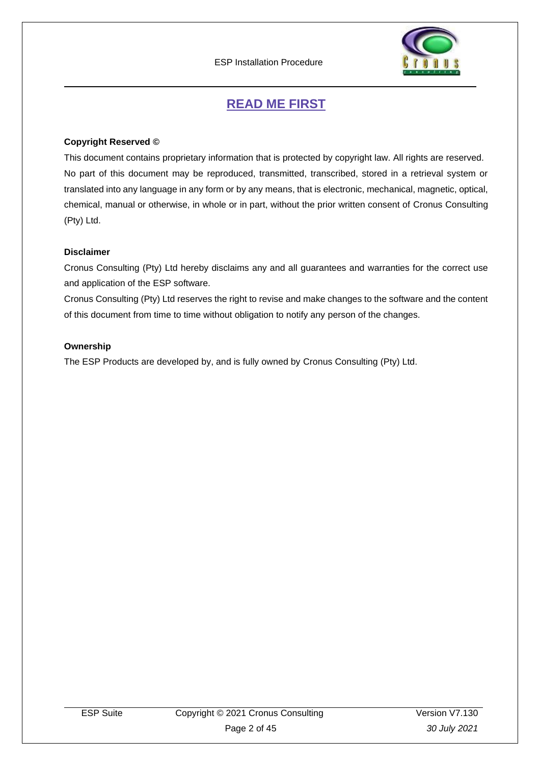# READ ME FIRST

**Copyright Reserved ©**

This document contains proprietary information that is protected by copyright law. All rights are reserved. No part of this document may be reproduced, transmitted, transcribed, stored in a retrieval system or translated into any language in any form or by any means, that is electronic, mechanical, magnetic, optical, chemical, manual or otherwise, in whole or in part, without the prior written consent of Cronus Consulting (Pty) Ltd.

**Disclaimer**

Cronus Consulting (Pty) Ltd hereby disclaims any and all guarantees and warranties for the correct use and application of the ESP software.

Cronus Consulting (Pty) Ltd reserves the right to revise and make changes to the software and the content of this document from time to time without obligation to notify any person of the changes.

**Ownership**

The ESP Products are developed by, and is fully owned by Cronus Consulting (Pty) Ltd.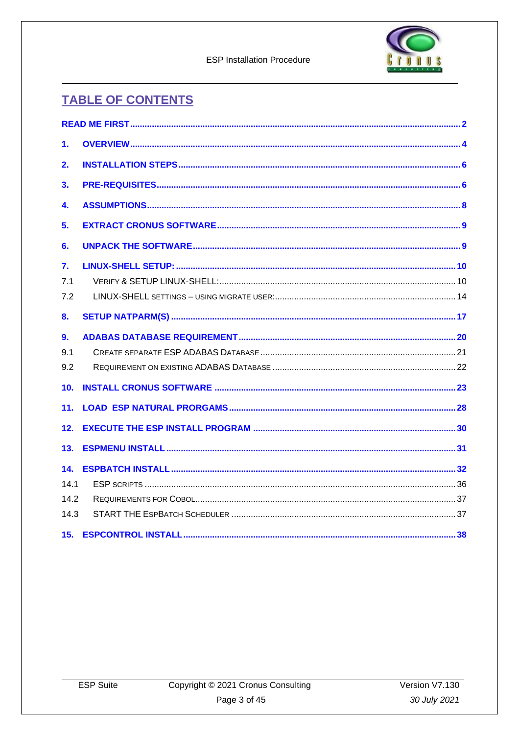## TABLE OF CONTENTS

READ ME FIRST ..... 2

1. OVERVIEW ..... 4
2. INSTALLATION STEPS ..... 6
3. PRE-REQUISITES ..... 6
4. ASSUMPTIONS ..... 8
5. EXTRACT CRONUS SOFTWARE ..... 9
6. UNPACK THE SOFTWARE ..... 9
7. LINUX-SHELL SETUP: ..... 10
   - 7.1 VERIFY & SETUP LINUX-SHELL: ..... 10
   - 7.2 LINUX-SHELL SETTINGS – USING MIGRATE USER: ..... 14
8. SETUP NATPARM(S) ..... 17
9. ADABAS DATABASE REQUIREMENT ..... 20
   - 9.1 CREATE SEPARATE ESP ADABAS DATABASE ..... 21
   - 9.2 REQUIREMENT ON EXISTING ADABAS DATABASE ..... 22
10. INSTALL CRONUS SOFTWARE ..... 23
11. LOAD ESP NATURAL PRORGAMS ..... 28
12. EXECUTE THE ESP INSTALL PROGRAM ..... 30
13. ESPMENU INSTALL ..... 31
14. ESPBATCH INSTALL ..... 32
    - 14.1 ESP SCRIPTS ..... 36
    - 14.2 REQUIREMENTS FOR COBOL ..... 37
    - 14.3 START THE ESPBATCH SCHEDULER ..... 37
15. ESPCONTROL INSTALL ..... 38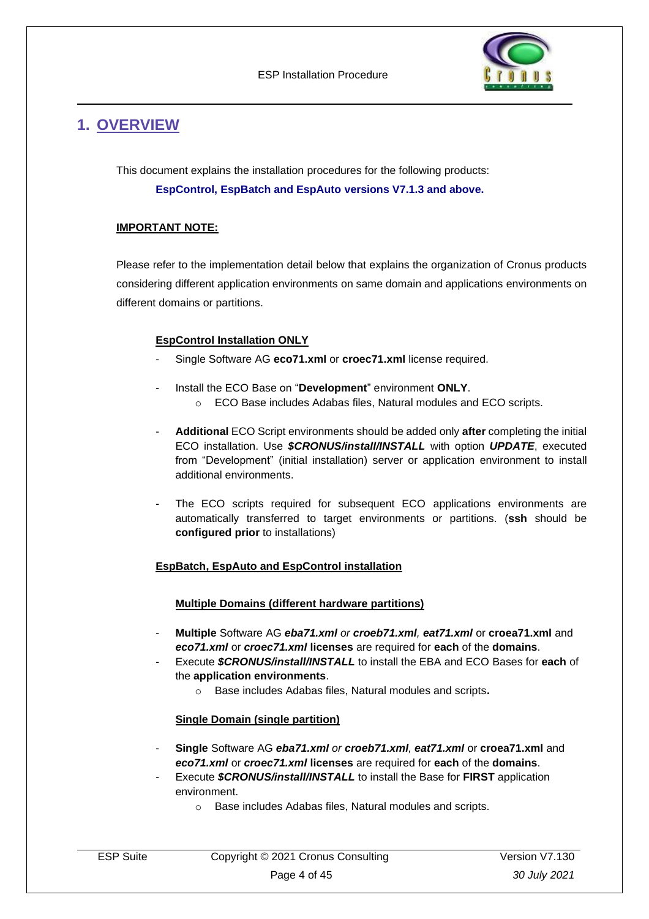# 1. OVERVIEW

This document explains the installation procedures for the following products:

**EspControl, EspBatch and EspAuto versions V7.1.3 and above.**

**IMPORTANT NOTE:**

Please refer to the implementation detail below that explains the organization of Cronus products considering different application environments on same domain and applications environments on different domains or partitions.

**EspControl Installation ONLY**

- Single Software AG **eco71.xml** or **croec71.xml** license required.
- Install the ECO Base on "**Development**" environment **ONLY**.
  - ECO Base includes Adabas files, Natural modules and ECO scripts.
- **Additional** ECO Script environments should be added only **after** completing the initial ECO installation. Use ***$CRONUS/install/INSTALL*** with option ***UPDATE***, executed from "Development" (initial installation) server or application environment to install additional environments.
- The ECO scripts required for subsequent ECO applications environments are automatically transferred to target environments or partitions. (**ssh** should be **configured prior** to installations)

**EspBatch, EspAuto and EspControl installation**

**Multiple Domains (different hardware partitions)**

- **Multiple** Software AG ***eba71.xml*** *or* ***croeb71.xml***, ***eat71.xml*** or **croea71.xml** and ***eco71.xml*** or ***croec71.xml*** **licenses** are required for **each** of the **domains**.
- Execute ***$CRONUS/install/INSTALL*** to install the EBA and ECO Bases for **each** of the **application environments**.
  - Base includes Adabas files, Natural modules and scripts**.**

**Single Domain (single partition)**

- **Single** Software AG ***eba71.xml*** *or* ***croeb71.xml***, ***eat71.xml*** or **croea71.xml** and ***eco71.xml*** or ***croec71.xml*** **licenses** are required for **each** of the **domains**.
- Execute ***$CRONUS/install/INSTALL*** to install the Base for **FIRST** application environment.
  - Base includes Adabas files, Natural modules and scripts.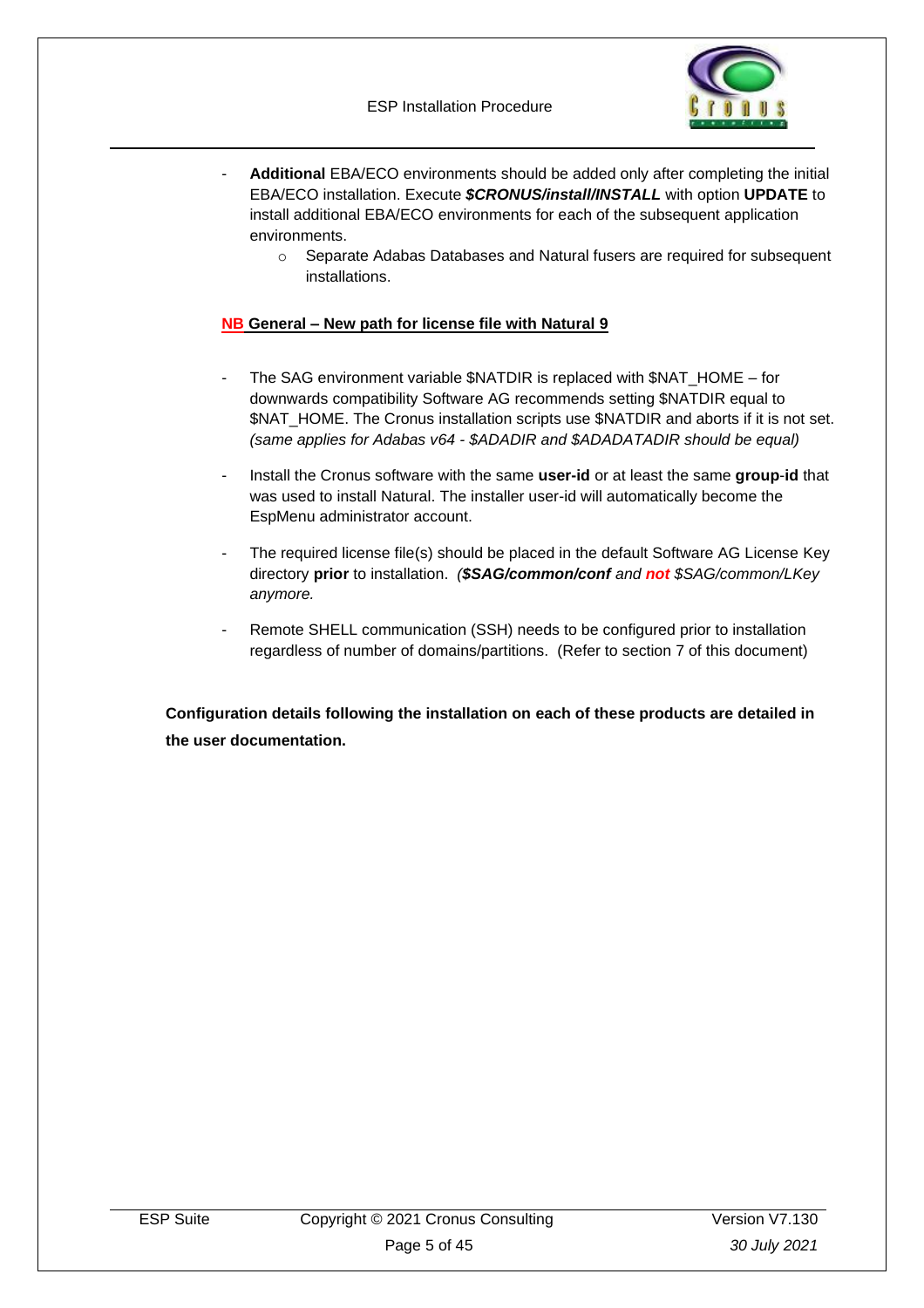- **Additional** EBA/ECO environments should be added only after completing the initial EBA/ECO installation. Execute ***$CRONUS/install/INSTALL*** with option **UPDATE** to install additional EBA/ECO environments for each of the subsequent application environments.
    - Separate Adabas Databases and Natural fusers are required for subsequent installations.

**NB General – New path for license file with Natural 9**

- The SAG environment variable $NATDIR is replaced with $NAT_HOME – for downwards compatibility Software AG recommends setting $NATDIR equal to $NAT_HOME. The Cronus installation scripts use $NATDIR and aborts if it is not set. *(same applies for Adabas v64 - $ADADIR and $ADADATADIR should be equal)*
- Install the Cronus software with the same **user-id** or at least the same **group**-**id** that was used to install Natural. The installer user-id will automatically become the EspMenu administrator account.
- The required license file(s) should be placed in the default Software AG License Key directory **prior** to installation. *(**$SAG/common/conf** and **not** $SAG/common/LKey anymore.*
- Remote SHELL communication (SSH) needs to be configured prior to installation regardless of number of domains/partitions. (Refer to section 7 of this document)

**Configuration details following the installation on each of these products are detailed in the user documentation.**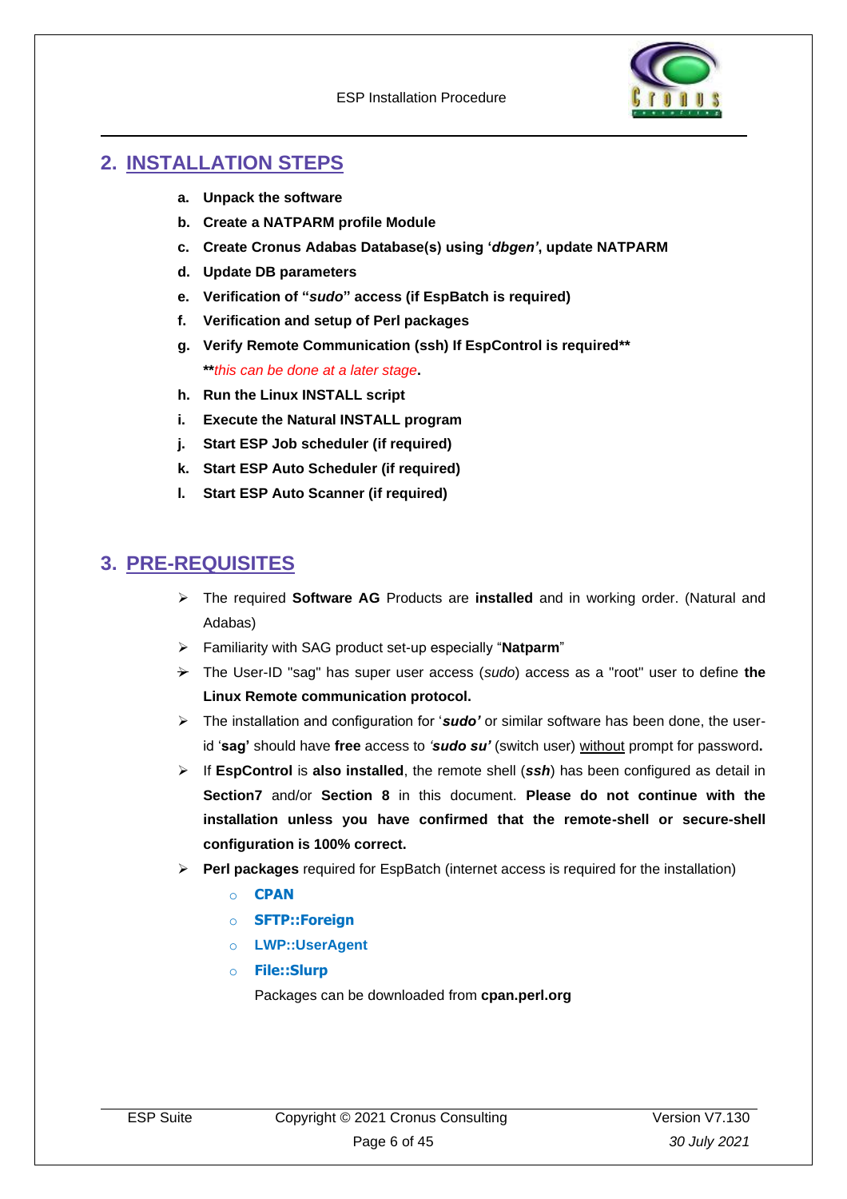## 2. INSTALLATION STEPS

a. **Unpack the software**
b. **Create a NATPARM profile Module**
c. **Create Cronus Adabas Database(s) using '*dbgen'*, update NATPARM**
d. **Update DB parameters**
e. **Verification of "*sudo*" access (if EspBatch is required)**
f. **Verification and setup of Perl packages**
g. **Verify Remote Communication (ssh) If EspControl is required****
   ***this can be done at a later stage.*
h. **Run the Linux INSTALL script**
i. **Execute the Natural INSTALL program**
j. **Start ESP Job scheduler (if required)**
k. **Start ESP Auto Scheduler (if required)**
l. **Start ESP Auto Scanner (if required)**

## 3. PRE-REQUISITES

- The required **Software AG** Products are **installed** and in working order. (Natural and Adabas)
- Familiarity with SAG product set-up especially "**Natparm**"
- The User-ID "sag" has super user access (*sudo*) access as a "root" user to define **the Linux Remote communication protocol.**
- The installation and configuration for '***sudo'*** or similar software has been done, the user-id '**sag'** should have **free** access to *'**sudo su'*** (switch user) without prompt for password**.**
- If **EspControl** is **also installed**, the remote shell (***ssh***) has been configured as detail in **Section7** and/or **Section 8** in this document. **Please do not continue with the installation unless you have confirmed that the remote-shell or secure-shell configuration is 100% correct.**
- **Perl packages** required for EspBatch (internet access is required for the installation)
  - **CPAN**
  - **SFTP::Foreign**
  - **LWP::UserAgent**
  - **File::Slurp**

  Packages can be downloaded from **cpan.perl.org**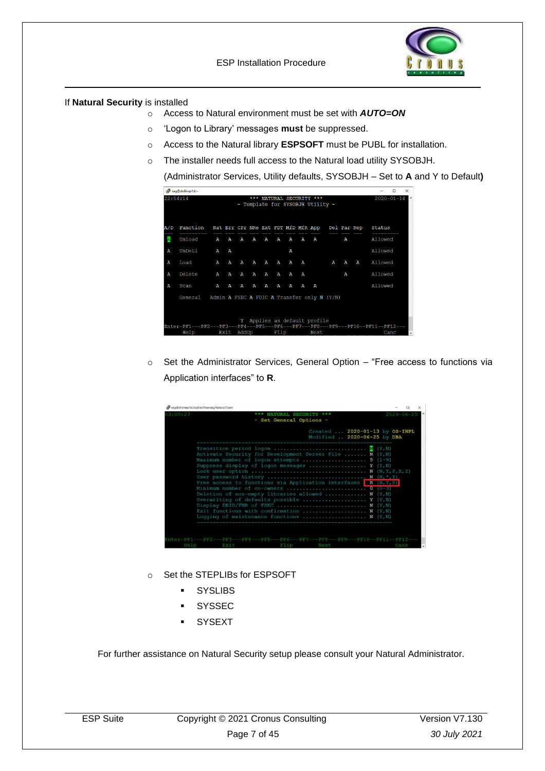If **Natural Security** is installed

- Access to Natural environment must be set with ***AUTO=ON***
- 'Logon to Library' messages **must** be suppressed.
- Access to the Natural library **ESPSOFT** must be PUBL for installation.
- The installer needs full access to the Natural load utility SYSOBJH.

  (Administrator Services, Utility defaults, SYSOBJH – Set to **A** and Y to Default**)**

```
22:54:14                 *** NATURAL SECURITY ***                  2020-01-14
                      - Template for SYSOBJH Utility -


A/D Function   Nat Err CPr NRe Ext FDT MfD MfR App  Del Par Rep  Status
--- ---------  --- --- --- --- --- --- --- --- ---  --- --- ---  ---------
A   Unload      A   A   A   A   A   A   A   A   A        A       Allowed

A   UnDeLi      A   A                   A                        Allowed

A   Load        A   A   A   A   A   A   A   A        A   A   A   Allowed

A   Delete      A   A   A   A   A   A   A   A            A       Allowed

A   Scan        A   A   A   A   A   A   A   A   A                Allowed

    General   Admin A FSEC A FDIC A Transfer only N (Y/N)


                    Y  Applies as default profile
Enter-PF1---PF2---PF3---PF4---PF5---PF6---PF7---PF8---PF9---PF10--PF11--PF12---
      Help        Exit  AddOp       Flip        Next                    Canc
```

- Set the Administrator Services, General Option – "Free access to functions via Application interfaces" to **R**.

```
03:00:27                 *** NATURAL SECURITY ***                  2020-06-25
                         - Set General Options -

                                      Created ... 2020-01-13 by OS-INPL
                                      Modified .. 2020-06-25 by DBA
          -------------------------------------------------------------
          Transition period logon ............................. N (Y,N)
          Activate Security for Development Server File ....... N (Y,N)
          Maximum number of logon attempts .................... 5 (1-9)
          Suppress display of logon messages .................. Y (Y,N)
          Lock user option .................................... N (N,Y,F,X,Z)
          User password history ............................... N (N,*,Y)
          Free access to functions via Application interfaces   R (N,Y,R)
          Minimum number of co-owners ......................... 0 (0-3)
          Deletion of non-empty libraries allowed ............. N (Y,N)
          Overwriting of defaults possible .................... Y (Y,N)
          Display DBID/FNR of FSEC ............................ N (Y,N)
          Exit functions with confirmation .................... N (Y,N)
          Logging of maintenance functions .................... N (Y,N)
          -------------------------------------------------------------

Enter-PF1---PF2---PF3---PF4---PF5---PF6---PF7---PF8---PF9---PF10--PF11--PF12---
      Help  Exit              Flip        Next                          Canc
```

- Set the STEPLIBs for ESPSOFT
  - SYSLIBS
  - SYSSEC
  - SYSEXT

For further assistance on Natural Security setup please consult your Natural Administrator.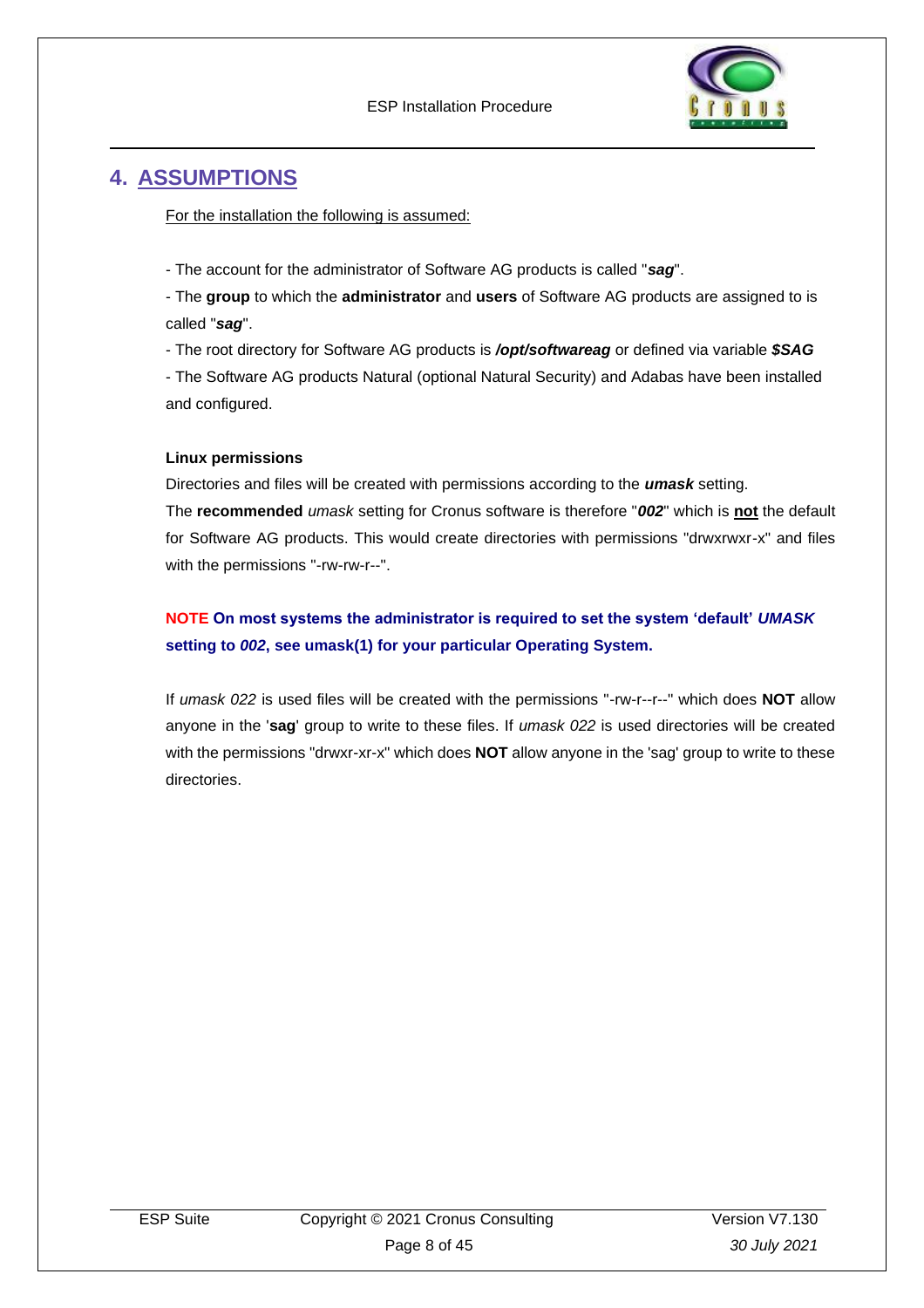# 4. ASSUMPTIONS

For the installation the following is assumed:

- The account for the administrator of Software AG products is called "***sag***".

- The **group** to which the **administrator** and **users** of Software AG products are assigned to is called "***sag***".

- The root directory for Software AG products is ***/opt/softwareag*** or defined via variable ***$SAG***

- The Software AG products Natural (optional Natural Security) and Adabas have been installed and configured.

**Linux permissions**

Directories and files will be created with permissions according to the ***umask*** setting.
The **recommended** *umask* setting for Cronus software is therefore "***002***" which is **not** the default for Software AG products. This would create directories with permissions "drwxrwxr-x" and files with the permissions "-rw-rw-r--".

**NOTE On most systems the administrator is required to set the system 'default' *UMASK* setting to *002*, see umask(1) for your particular Operating System.**

If *umask 022* is used files will be created with the permissions "-rw-r--r--" which does **NOT** allow anyone in the '**sag**' group to write to these files. If *umask 022* is used directories will be created with the permissions "drwxr-xr-x" which does **NOT** allow anyone in the 'sag' group to write to these directories.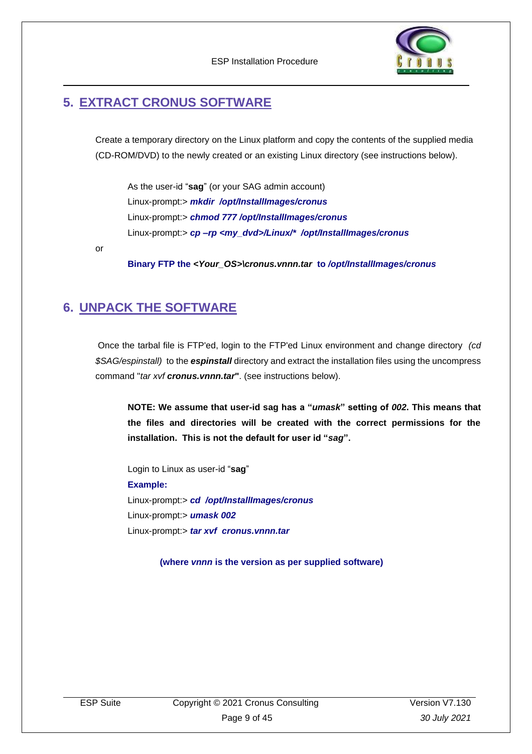## 5. EXTRACT CRONUS SOFTWARE

Create a temporary directory on the Linux platform and copy the contents of the supplied media (CD-ROM/DVD) to the newly created or an existing Linux directory (see instructions below).

As the user-id "**sag**" (or your SAG admin account)
Linux-prompt:> ***mkdir /opt/InstallImages/cronus***
Linux-prompt:> ***chmod 777 /opt/InstallImages/cronus***
Linux-prompt:> ***cp –rp <my_dvd>/Linux/* /opt/InstallImages/cronus***

or

**Binary FTP the *<Your_OS>\cronus.vnnn.tar* to */opt/InstallImages/cronus***

## 6. UNPACK THE SOFTWARE

Once the tarbal file is FTP'ed, login to the FTP'ed Linux environment and change directory *(cd $SAG/espinstall)* to the ***espinstall*** directory and extract the installation files using the uncompress command "*tar xvf **cronus.vnnn.tar***". (see instructions below).

**NOTE: We assume that user-id sag has a "*umask*" setting of *002*. This means that the files and directories will be created with the correct permissions for the installation. This is not the default for user id "*sag*".**

Login to Linux as user-id "**sag**"

**Example:**

Linux-prompt:> ***cd /opt/InstallImages/cronus***
Linux-prompt:> ***umask 002***
Linux-prompt:> ***tar xvf cronus.vnnn.tar***

**(where *vnnn* is the version as per supplied software)**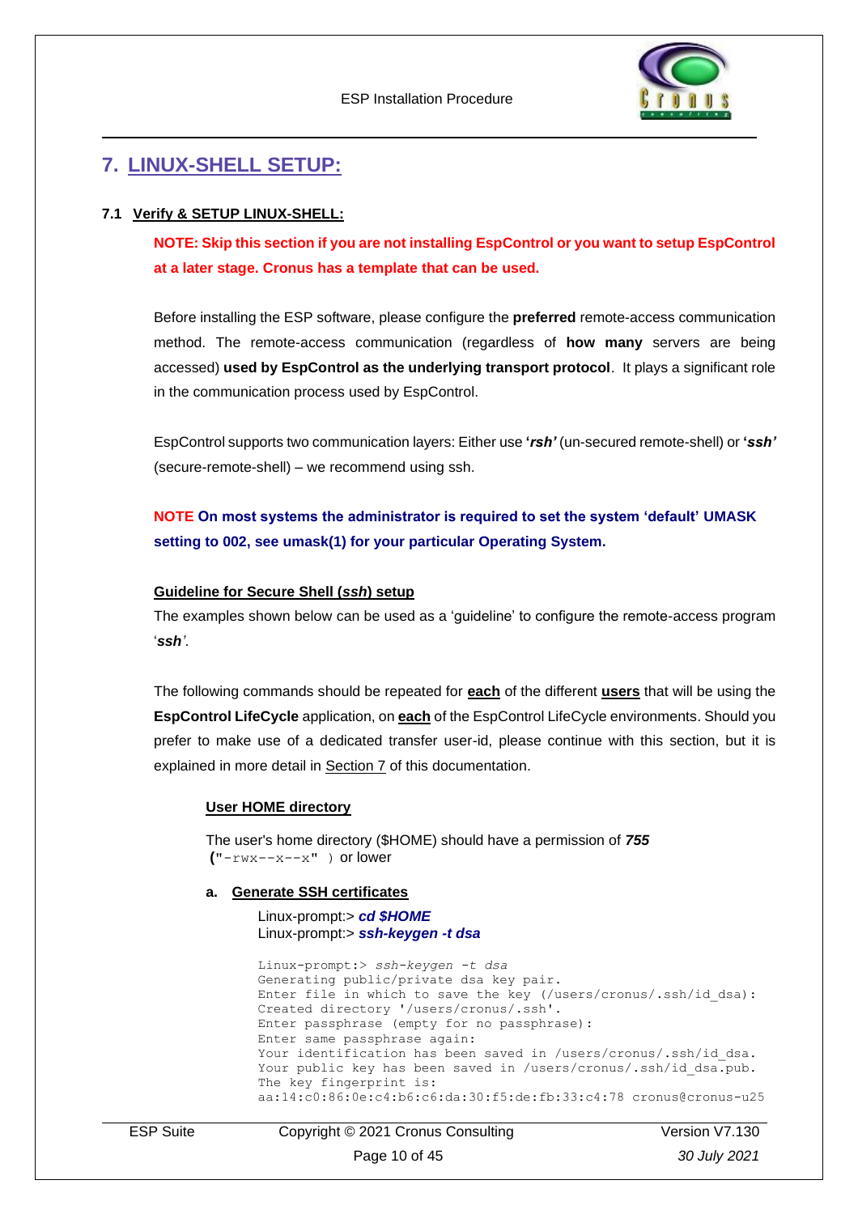# 7. LINUX-SHELL SETUP:

## 7.1 Verify & SETUP LINUX-SHELL:

**NOTE: Skip this section if you are not installing EspControl or you want to setup EspControl at a later stage. Cronus has a template that can be used.**

Before installing the ESP software, please configure the **preferred** remote-access communication method. The remote-access communication (regardless of **how many** servers are being accessed) **used by EspControl as the underlying transport protocol**. It plays a significant role in the communication process used by EspControl.

EspControl supports two communication layers: Either use **'*rsh*'** (un-secured remote-shell) or **'*ssh*'** (secure-remote-shell) – we recommend using ssh.

**NOTE On most systems the administrator is required to set the system 'default' UMASK setting to 002, see umask(1) for your particular Operating System.**

**Guideline for Secure Shell (*ssh*) setup**

The examples shown below can be used as a 'guideline' to configure the remote-access program '***ssh***'.

The following commands should be repeated for **each** of the different **users** that will be using the **EspControl LifeCycle** application, on **each** of the EspControl LifeCycle environments. Should you prefer to make use of a dedicated transfer user-id, please continue with this section, but it is explained in more detail in Section 7 of this documentation.

**User HOME directory**

The user's home directory ($HOME) should have a permission of ***755*** **(**"-rwx--x--x" ) or lower

**a. Generate SSH certificates**

Linux-prompt:> ***cd $HOME***
Linux-prompt:> ***ssh-keygen -t dsa***

```
Linux-prompt:> ssh-keygen -t dsa
Generating public/private dsa key pair.
Enter file in which to save the key (/users/cronus/.ssh/id_dsa):
Created directory '/users/cronus/.ssh'.
Enter passphrase (empty for no passphrase):
Enter same passphrase again:
Your identification has been saved in /users/cronus/.ssh/id_dsa.
Your public key has been saved in /users/cronus/.ssh/id_dsa.pub.
The key fingerprint is:
aa:14:c0:86:0e:c4:b6:c6:da:30:f5:de:fb:33:c4:78 cronus@cronus-u25
```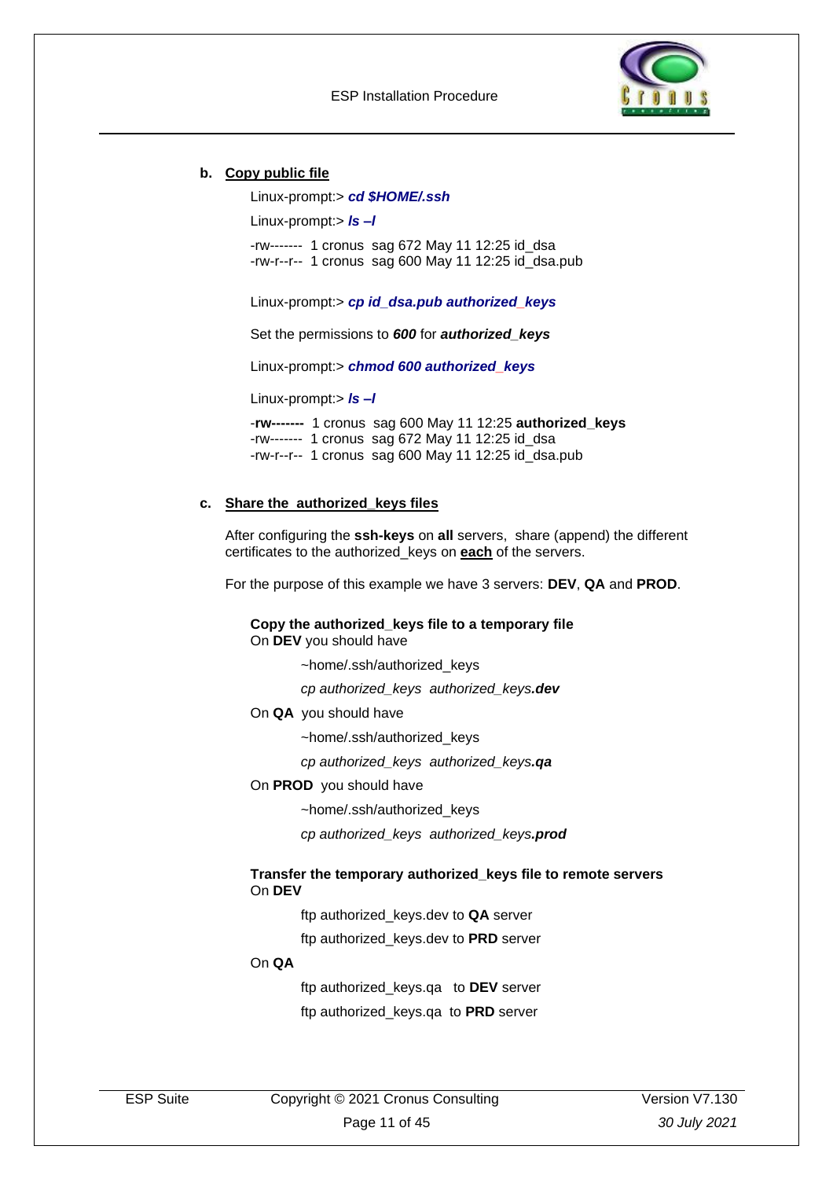**b. Copy public file**

Linux-prompt:> ***cd $HOME/.ssh***

Linux-prompt:> ***ls –l***

-rw------- 1 cronus sag 672 May 11 12:25 id_dsa
-rw-r--r-- 1 cronus sag 600 May 11 12:25 id_dsa.pub

Linux-prompt:> ***cp id_dsa.pub authorized_keys***

Set the permissions to ***600*** for ***authorized_keys***

Linux-prompt:> ***chmod 600 authorized_keys***

Linux-prompt:> ***ls –l***

-**rw-------** 1 cronus sag 600 May 11 12:25 **authorized_keys**
-rw------- 1 cronus sag 672 May 11 12:25 id_dsa
-rw-r--r-- 1 cronus sag 600 May 11 12:25 id_dsa.pub

**c. Share the authorized_keys files**

After configuring the **ssh-keys** on **all** servers, share (append) the different certificates to the authorized_keys on **each** of the servers.

For the purpose of this example we have 3 servers: **DEV**, **QA** and **PROD**.

**Copy the authorized_keys file to a temporary file**
On **DEV** you should have

~home/.ssh/authorized_keys

*cp authorized_keys authorized_keys**.dev***

On **QA** you should have

~home/.ssh/authorized_keys

*cp authorized_keys authorized_keys**.qa***

On **PROD** you should have

~home/.ssh/authorized_keys

*cp authorized_keys authorized_keys**.prod***

**Transfer the temporary authorized_keys file to remote servers**
On **DEV**

ftp authorized_keys.dev to **QA** server

ftp authorized_keys.dev to **PRD** server

On **QA**

ftp authorized_keys.qa to **DEV** server

ftp authorized_keys.qa to **PRD** server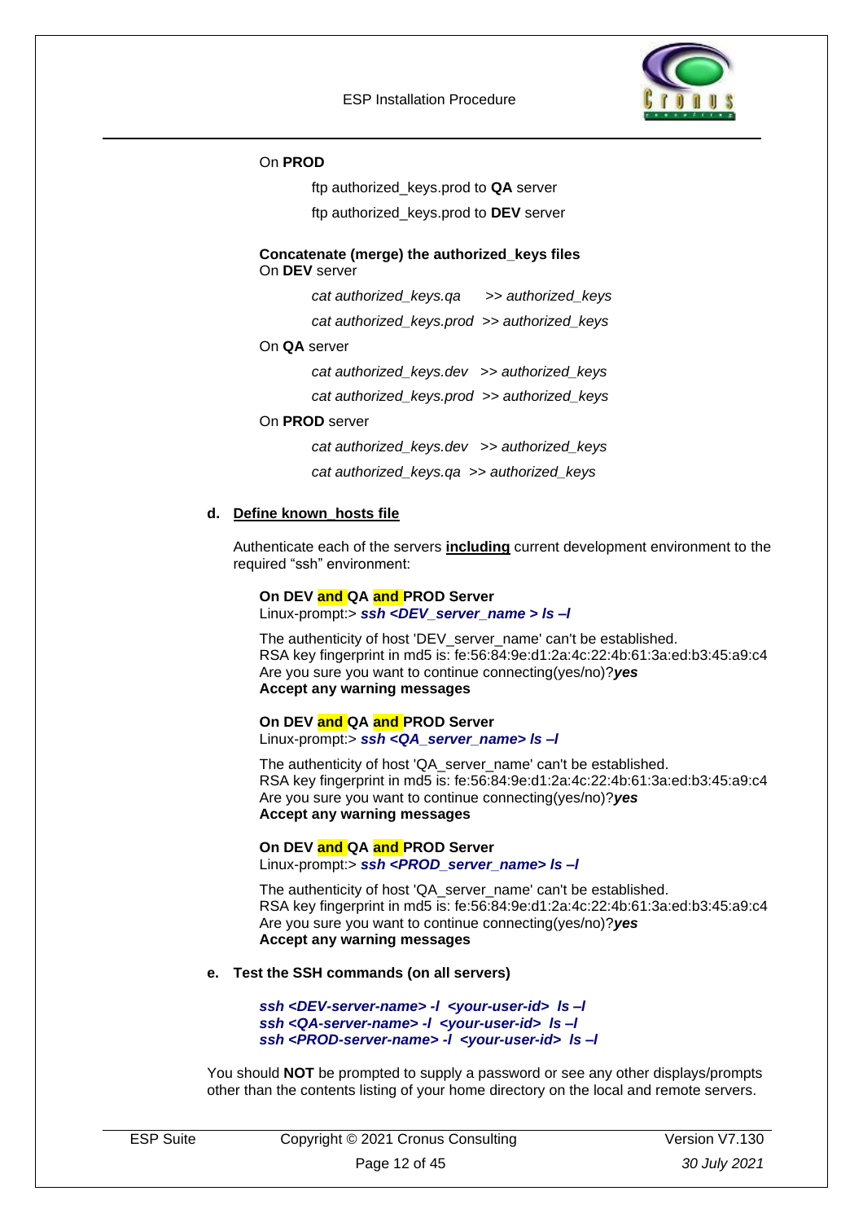On **PROD**

ftp authorized_keys.prod to **QA** server

ftp authorized_keys.prod to **DEV** server

**Concatenate (merge) the authorized_keys files**
On **DEV** server

*cat authorized_keys.qa >> authorized_keys*

*cat authorized_keys.prod >> authorized_keys*

On **QA** server

*cat authorized_keys.dev >> authorized_keys*

*cat authorized_keys.prod >> authorized_keys*

On **PROD** server

*cat authorized_keys.dev >> authorized_keys*

*cat authorized_keys.qa >> authorized_keys*

**d. Define known_hosts file**

Authenticate each of the servers **including** current development environment to the required "ssh" environment:

**On DEV and QA and PROD Server**
Linux-prompt:> ***ssh <DEV_server_name > ls –l***

The authenticity of host 'DEV_server_name' can't be established.
RSA key fingerprint in md5 is: fe:56:84:9e:d1:2a:4c:22:4b:61:3a:ed:b3:45:a9:c4
Are you sure you want to continue connecting(yes/no)?***yes***
**Accept any warning messages**

**On DEV and QA and PROD Server**
Linux-prompt:> ***ssh <QA_server_name> ls –l***

The authenticity of host 'QA_server_name' can't be established.
RSA key fingerprint in md5 is: fe:56:84:9e:d1:2a:4c:22:4b:61:3a:ed:b3:45:a9:c4
Are you sure you want to continue connecting(yes/no)?***yes***
**Accept any warning messages**

**On DEV and QA and PROD Server**
Linux-prompt:> ***ssh <PROD_server_name> ls –l***

The authenticity of host 'QA_server_name' can't be established.
RSA key fingerprint in md5 is: fe:56:84:9e:d1:2a:4c:22:4b:61:3a:ed:b3:45:a9:c4
Are you sure you want to continue connecting(yes/no)?***yes***
**Accept any warning messages**

**e. Test the SSH commands (on all servers)**

***ssh <DEV-server-name> -l <your-user-id> ls –l***
***ssh <QA-server-name> -l <your-user-id> ls –l***
***ssh <PROD-server-name> -l <your-user-id> ls –l***

You should **NOT** be prompted to supply a password or see any other displays/prompts other than the contents listing of your home directory on the local and remote servers.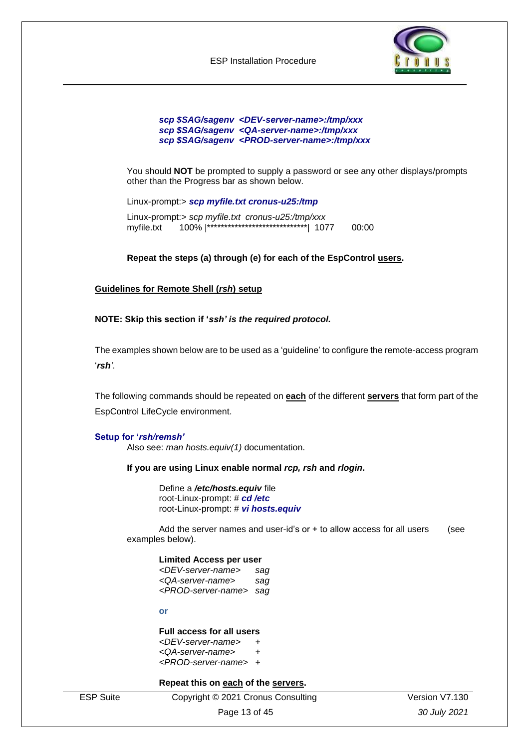***scp $SAG/sagenv <DEV-server-name>:/tmp/xxx***
***scp $SAG/sagenv <QA-server-name>:/tmp/xxx***
***scp $SAG/sagenv <PROD-server-name>:/tmp/xxx***

You should **NOT** be prompted to supply a password or see any other displays/prompts other than the Progress bar as shown below.

Linux-prompt:> ***scp myfile.txt cronus-u25:/tmp***

Linux-prompt:> *scp myfile.txt cronus-u25:/tmp/xxx*
myfile.txt 100% |*****************************| 1077 00:00

**Repeat the steps (a) through (e) for each of the EspControl users.**

**Guidelines for Remote Shell (*rsh*) setup**

**NOTE: Skip this section if '*ssh' is the required protocol.***

The examples shown below are to be used as a 'guideline' to configure the remote-access program '***rsh***'.

The following commands should be repeated on **each** of the different **servers** that form part of the EspControl LifeCycle environment.

**Setup for '*rsh/remsh*'**

Also see: *man hosts.equiv(1)* documentation.

**If you are using Linux enable normal *rcp, rsh* and *rlogin*.**

Define a ***/etc/hosts.equiv*** file
root-Linux-prompt: # ***cd /etc***
root-Linux-prompt: # ***vi hosts.equiv***

Add the server names and user-id's or **+** to allow access for all users (see examples below).

**Limited Access per user**

*<DEV-server-name> sag*
*<QA-server-name> sag*
*<PROD-server-name> sag*

**or**

**Full access for all users**

*<DEV-server-name>* +
*<QA-server-name>* +
*<PROD-server-name>* +

**Repeat this on each of the servers.**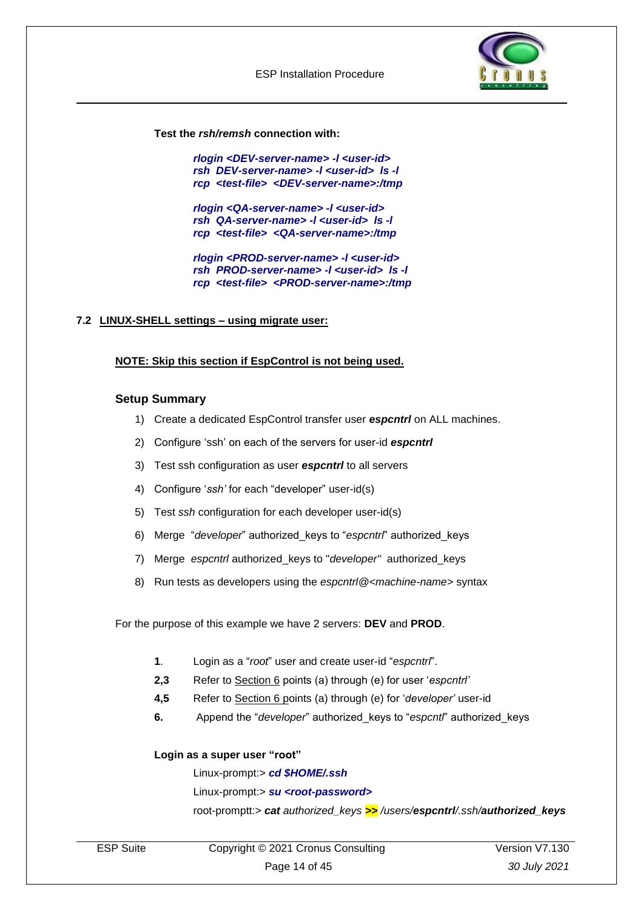**Test the *rsh/remsh* connection with:**

***rlogin <DEV-server-name> -l <user-id>***
***rsh DEV-server-name> -l <user-id> ls -l***
***rcp <test-file> <DEV-server-name>:/tmp***

***rlogin <QA-server-name> -l <user-id>***
***rsh QA-server-name> -l <user-id> ls -l***
***rcp <test-file> <QA-server-name>:/tmp***

***rlogin <PROD-server-name> -l <user-id>***
***rsh PROD-server-name> -l <user-id> ls -l***
***rcp <test-file> <PROD-server-name>:/tmp***

## 7.2 LINUX-SHELL settings – using migrate user:

**NOTE: Skip this section if EspControl is not being used.**

### Setup Summary

1) Create a dedicated EspControl transfer user ***espcntrl*** on ALL machines.
2) Configure 'ssh' on each of the servers for user-id ***espcntrl***
3) Test ssh configuration as user ***espcntrl*** to all servers
4) Configure '*ssh'* for each "developer" user-id(s)
5) Test *ssh* configuration for each developer user-id(s)
6) Merge "*developer*" authorized_keys to "*espcntrl*" authorized_keys
7) Merge *espcntrl* authorized_keys to "*developer"* authorized_keys
8) Run tests as developers using the *espcntrl@<machine-name>* syntax

For the purpose of this example we have 2 servers: **DEV** and **PROD**.

**1**. Login as a "*root*" user and create user-id "*espcntrl*".
**2,3** Refer to Section 6 points (a) through (e) for user '*espcntrl'*
**4,5** Refer to Section 6 points (a) through (e) for '*developer'* user-id
**6.** Append the "*developer*" authorized_keys to "*espcntl*" authorized_keys

**Login as a super user "root"**

Linux-prompt:> ***cd $HOME/.ssh***
Linux-prompt:> ***su <root-password>***
root-promptt:> ***cat*** *authorized_keys* **>>** */users/**espcntrl**/.ssh/**authorized_keys***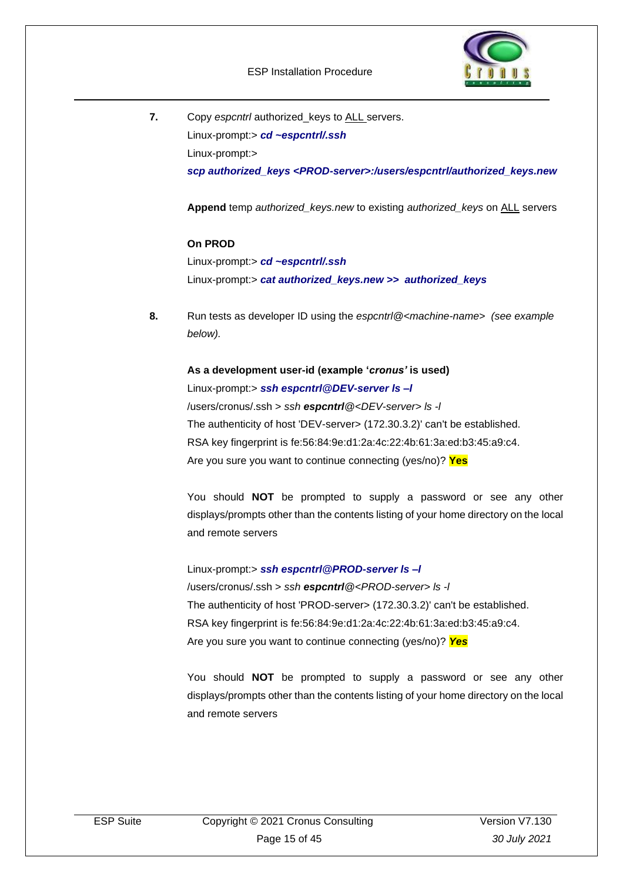**7.** Copy *espcntrl* authorized_keys to <u>ALL</u> servers.

Linux-prompt:> ***cd ~espcntrl/.ssh***

Linux-prompt:>

***scp authorized_keys <PROD-server>:/users/espcntrl/authorized_keys.new***

**Append** temp *authorized_keys.new* to existing *authorized_keys* on <u>ALL</u> servers

**On PROD**

Linux-prompt:> ***cd ~espcntrl/.ssh***

Linux-prompt:> ***cat authorized_keys.new >> authorized_keys***

**8.** Run tests as developer ID using the *espcntrl@<machine-name>* *(see example below).*

**As a development user-id (example '*cronus'* is used)**

Linux-prompt:> ***ssh espcntrl@DEV-server ls –l***

/users/cronus/.ssh > *ssh* ***espcntrl****@<DEV-server> ls -l*

The authenticity of host 'DEV-server> (172.30.3.2)' can't be established.

RSA key fingerprint is fe:56:84:9e:d1:2a:4c:22:4b:61:3a:ed:b3:45:a9:c4.

Are you sure you want to continue connecting (yes/no)? **Yes**

You should **NOT** be prompted to supply a password or see any other displays/prompts other than the contents listing of your home directory on the local and remote servers

Linux-prompt:> ***ssh espcntrl@PROD-server ls –l***

/users/cronus/.ssh > *ssh* ***espcntrl****@<PROD-server> ls -l*

The authenticity of host 'PROD-server> (172.30.3.2)' can't be established.

RSA key fingerprint is fe:56:84:9e:d1:2a:4c:22:4b:61:3a:ed:b3:45:a9:c4.

Are you sure you want to continue connecting (yes/no)? ***Yes***

You should **NOT** be prompted to supply a password or see any other displays/prompts other than the contents listing of your home directory on the local and remote servers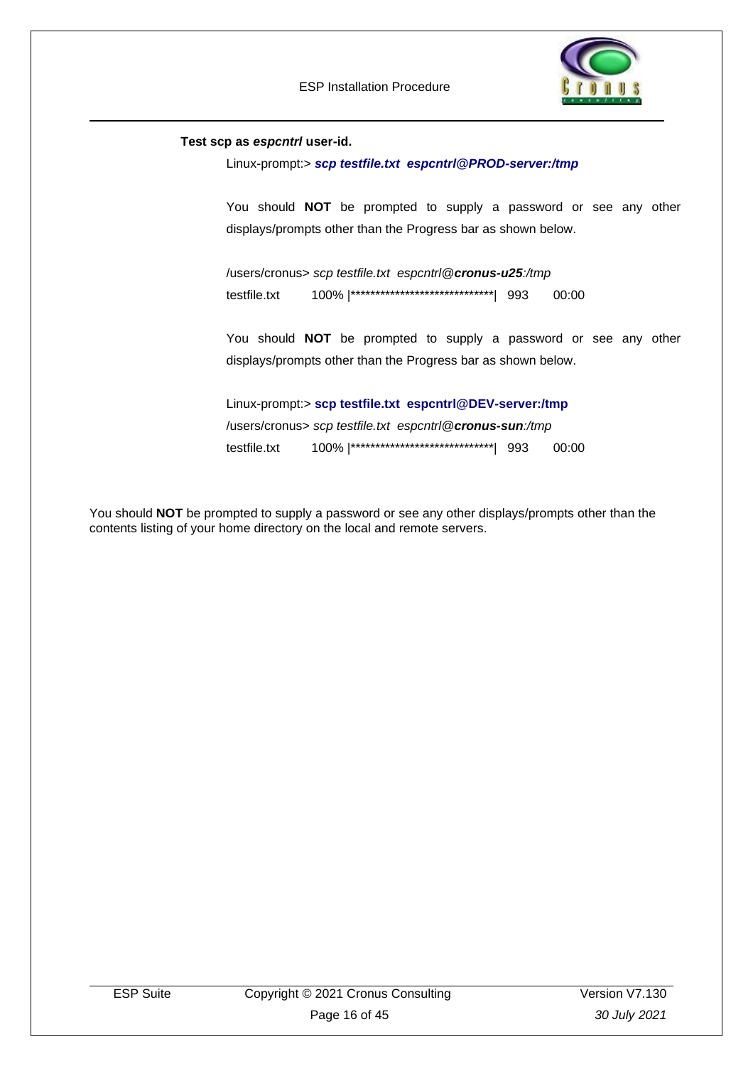**Test scp as *espcntrl* user-id.**

Linux-prompt:> ***scp testfile.txt  espcntrl@PROD-server:/tmp***

You should **NOT** be prompted to supply a password or see any other displays/prompts other than the Progress bar as shown below.

```
/users/cronus> scp testfile.txt  espcntrl@cronus-u25:/tmp
testfile.txt       100% |******************************|  993      00:00
```

You should **NOT** be prompted to supply a password or see any other displays/prompts other than the Progress bar as shown below.

Linux-prompt:> **scp testfile.txt  espcntrl@DEV-server:/tmp**

```
/users/cronus> scp testfile.txt  espcntrl@cronus-sun:/tmp
testfile.txt       100% |******************************|  993      00:00
```

You should **NOT** be prompted to supply a password or see any other displays/prompts other than the contents listing of your home directory on the local and remote servers.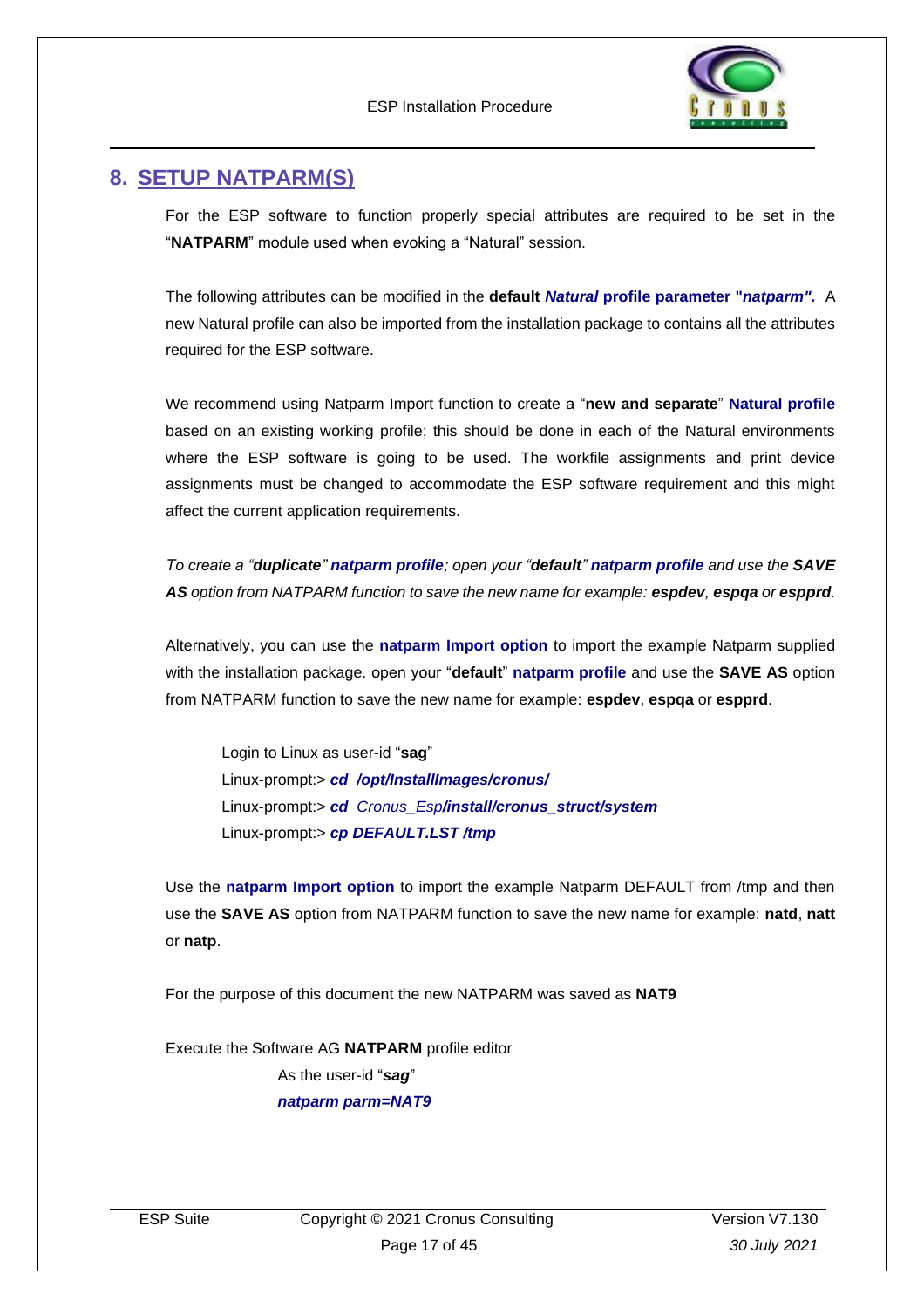## 8. SETUP NATPARM(S)

For the ESP software to function properly special attributes are required to be set in the "**NATPARM**" module used when evoking a "Natural" session.

The following attributes can be modified in the **default *Natural* profile parameter "*natparm".*** A new Natural profile can also be imported from the installation package to contains all the attributes required for the ESP software.

We recommend using Natparm Import function to create a "**new and separate**" **Natural profile** based on an existing working profile; this should be done in each of the Natural environments where the ESP software is going to be used. The workfile assignments and print device assignments must be changed to accommodate the ESP software requirement and this might affect the current application requirements.

*To create a "**duplicate**" **natparm profile**; open your "**default**" **natparm profile** and use the **SAVE AS** option from NATPARM function to save the new name for example: **espdev**, **espqa** or **espprd**.*

Alternatively, you can use the **natparm Import option** to import the example Natparm supplied with the installation package. open your "**default**" **natparm profile** and use the **SAVE AS** option from NATPARM function to save the new name for example: **espdev**, **espqa** or **espprd**.

> Login to Linux as user-id "**sag**"
> Linux-prompt:> ***cd /opt/InstallImages/cronus/***
> Linux-prompt:> ***cd*** *Cronus_Esp**/install/cronus_struct/system***
> Linux-prompt:> ***cp DEFAULT.LST /tmp***

Use the **natparm Import option** to import the example Natparm DEFAULT from /tmp and then use the **SAVE AS** option from NATPARM function to save the new name for example: **natd**, **natt** or **natp**.

For the purpose of this document the new NATPARM was saved as **NAT9**

Execute the Software AG **NATPARM** profile editor

> As the user-id "***sag***"
> ***natparm parm=NAT9***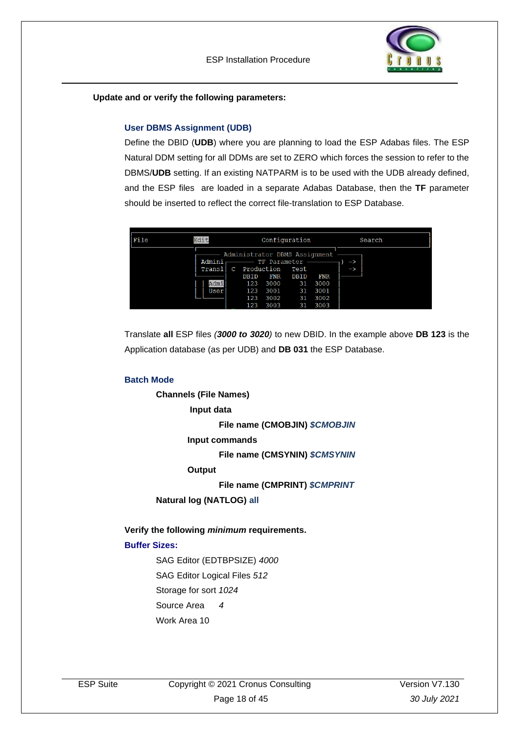**Update and or verify the following parameters:**

### User DBMS Assignment (UDB)

Define the DBID (**UDB**) where you are planning to load the ESP Adabas files. The ESP Natural DDM setting for all DDMs are set to ZERO which forces the session to refer to the DBMS/**UDB** setting. If an existing NATPARM is to be used with the UDB already defined, and the ESP files are loaded in a separate Adabas Database, then the **TF** parameter should be inserted to reflect the correct file-translation to ESP Database.

```
File          Edit          Configuration          Search
              Administrator DBMS Assignment
        Admini    TF Parameter              ) ->
        Transl  C  Production    Test         ->
                   DBID  FNR    DBID  FNR
          Admi      123  3000     31  3000
          User      123  3001     31  3001
                    123  3002     31  3002
                    123  3003     31  3003
```

Translate **all** ESP files ***(3000 to 3020)*** to new DBID. In the example above **DB 123** is the Application database (as per UDB) and **DB 031** the ESP Database.

### Batch Mode

**Channels (File Names)**

**Input data**

**File name (CMOBJIN)** ***$CMOBJIN***

**Input commands**

**File name (CMSYNIN)** ***$CMSYNIN***

**Output**

**File name (CMPRINT)** ***$CMPRINT***

**Natural log (NATLOG)** **all**

**Verify the following *minimum* requirements.**

### Buffer Sizes:

SAG Editor (EDTBPSIZE) *4000*

SAG Editor Logical Files *512*

Storage for sort *1024*

Source Area *4*

Work Area 10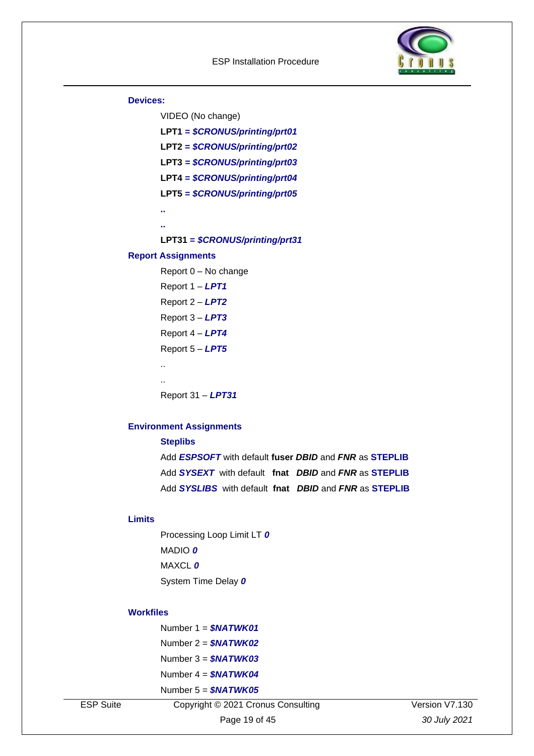**Devices:**

VIDEO (No change)

**LPT1 = *$CRONUS/printing/prt01***

**LPT2 = *$CRONUS/printing/prt02***

**LPT3 = *$CRONUS/printing/prt03***

**LPT4 = *$CRONUS/printing/prt04***

**LPT5 = *$CRONUS/printing/prt05***

**..**

**..**

**LPT31 = *$CRONUS/printing/prt31***

**Report Assignments**

Report 0 – No change

Report 1 – ***LPT1***

Report 2 – ***LPT2***

Report 3 – ***LPT3***

Report 4 – ***LPT4***

Report 5 – ***LPT5***

..

..

Report 31 – ***LPT31***

**Environment Assignments**

**Steplibs**

Add ***ESPSOFT*** with default **fuser *DBID*** and ***FNR*** as **STEPLIB**

Add ***SYSEXT*** with default **fnat *DBID*** and ***FNR*** as **STEPLIB**

Add ***SYSLIBS*** with default **fnat *DBID*** and ***FNR*** as **STEPLIB**

**Limits**

Processing Loop Limit LT ***0***

MADIO ***0***

MAXCL ***0***

System Time Delay ***0***

**Workfiles**

Number 1 = ***$NATWK01***

Number 2 = ***$NATWK02***

Number 3 = ***$NATWK03***

Number 4 = ***$NATWK04***

Number 5 = ***$NATWK05***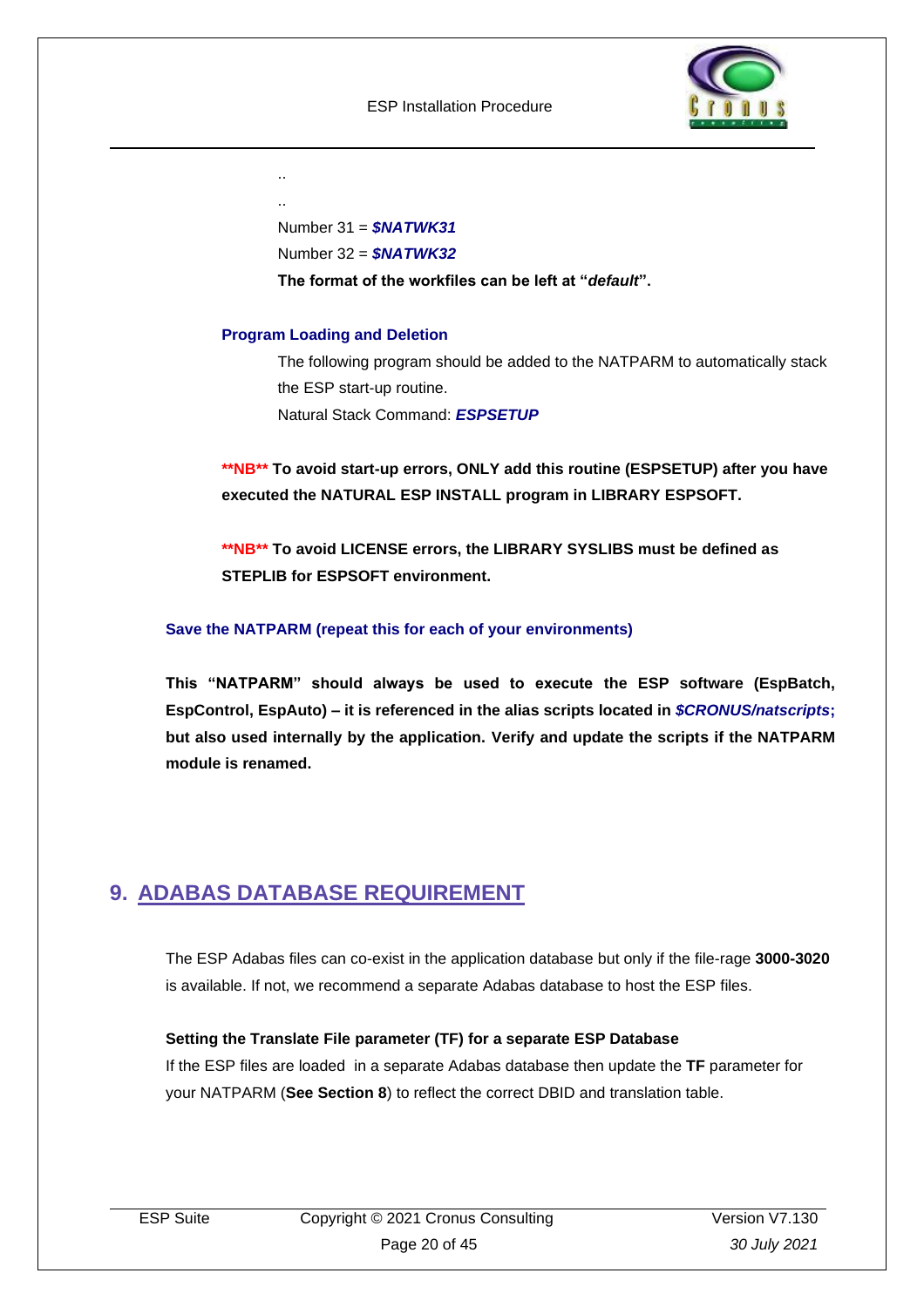..

..

Number 31 = ***$NATWK31***

Number 32 = ***$NATWK32***

**The format of the workfiles can be left at "*default*".**

**Program Loading and Deletion**

The following program should be added to the NATPARM to automatically stack the ESP start-up routine.

Natural Stack Command: ***ESPSETUP***

****NB** To avoid start-up errors, ONLY add this routine (ESPSETUP) after you have executed the NATURAL ESP INSTALL program in LIBRARY ESPSOFT.**

****NB** To avoid LICENSE errors, the LIBRARY SYSLIBS must be defined as STEPLIB for ESPSOFT environment.**

**Save the NATPARM (repeat this for each of your environments)**

**This "NATPARM" should always be used to execute the ESP software (EspBatch, EspControl, EspAuto) – it is referenced in the alias scripts located in *$CRONUS/natscripts*; but also used internally by the application. Verify and update the scripts if the NATPARM module is renamed.**

# 9. ADABAS DATABASE REQUIREMENT

The ESP Adabas files can co-exist in the application database but only if the file-rage **3000-3020** is available. If not, we recommend a separate Adabas database to host the ESP files.

**Setting the Translate File parameter (TF) for a separate ESP Database**

If the ESP files are loaded in a separate Adabas database then update the **TF** parameter for your NATPARM (**See Section 8**) to reflect the correct DBID and translation table.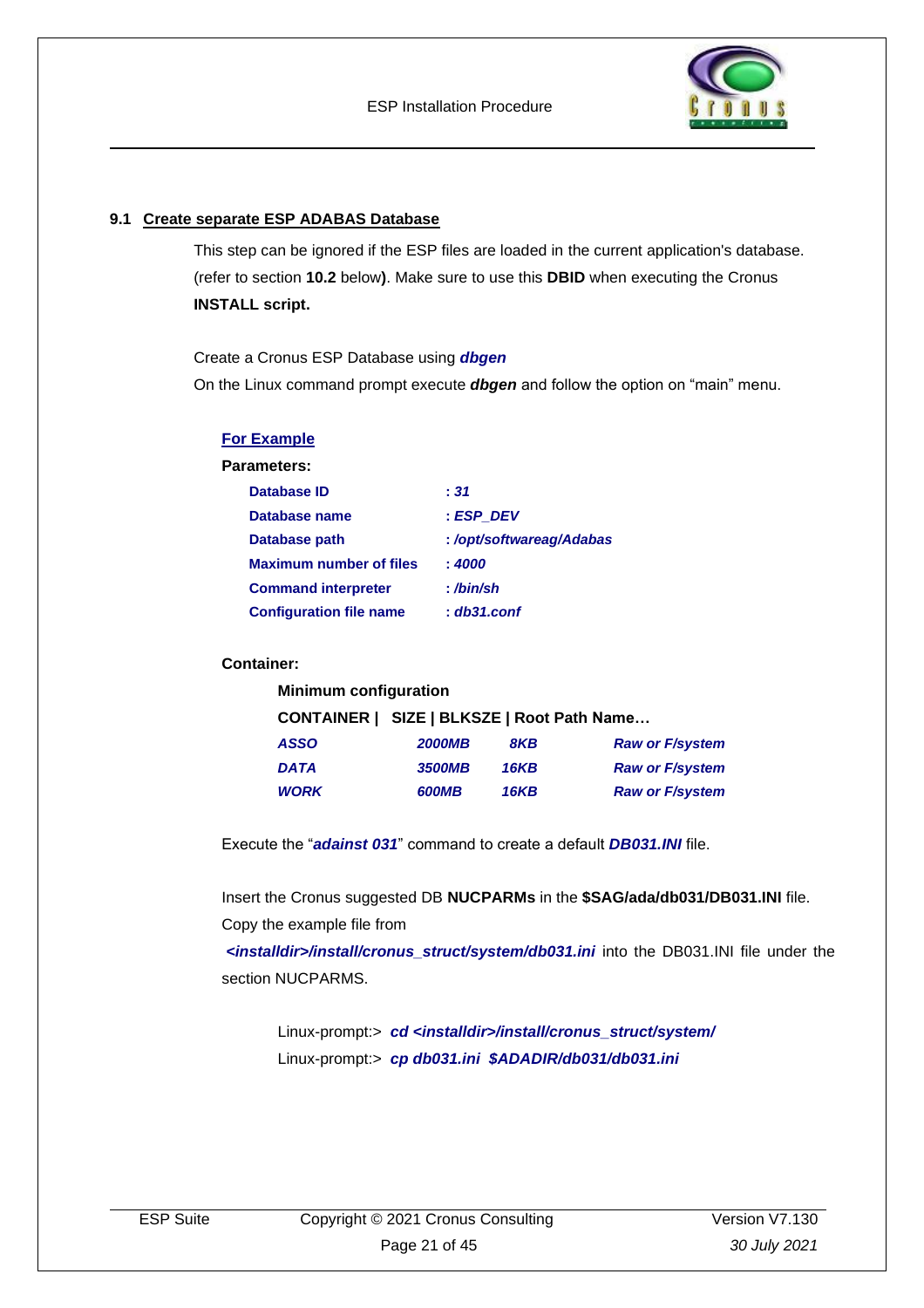## 9.1 Create separate ESP ADABAS Database

This step can be ignored if the ESP files are loaded in the current application's database. (refer to section **10.2** below**)**. Make sure to use this **DBID** when executing the Cronus **INSTALL script.**

Create a Cronus ESP Database using ***dbgen***

On the Linux command prompt execute ***dbgen*** and follow the option on "main" menu.

**For Example**

**Parameters:**

| | |
|---|---|
| **Database ID** | ***: 31*** |
| **Database name** | ***: ESP_DEV*** |
| **Database path** | ***: /opt/softwareag/Adabas*** |
| **Maximum number of files** | ***: 4000*** |
| **Command interpreter** | ***: /bin/sh*** |
| **Configuration file name** | ***: db31.conf*** |

**Container:**

**Minimum configuration**

| CONTAINER | SIZE | BLKSZE | Root Path Name… |
|---|---|---|---|
| ***ASSO*** | ***2000MB*** | ***8KB*** | ***Raw or F/system*** |
| ***DATA*** | ***3500MB*** | ***16KB*** | ***Raw or F/system*** |
| ***WORK*** | ***600MB*** | ***16KB*** | ***Raw or F/system*** |

Execute the "***adainst 031***" command to create a default ***DB031.INI*** file.

Insert the Cronus suggested DB **NUCPARMs** in the **$SAG/ada/db031/DB031.INI** file. Copy the example file from

***<installdir>/install/cronus_struct/system/db031.ini*** into the DB031.INI file under the section NUCPARMS.

```
Linux-prompt:>  cd <installdir>/install/cronus_struct/system/
Linux-prompt:>  cp db031.ini  $ADADIR/db031/db031.ini
```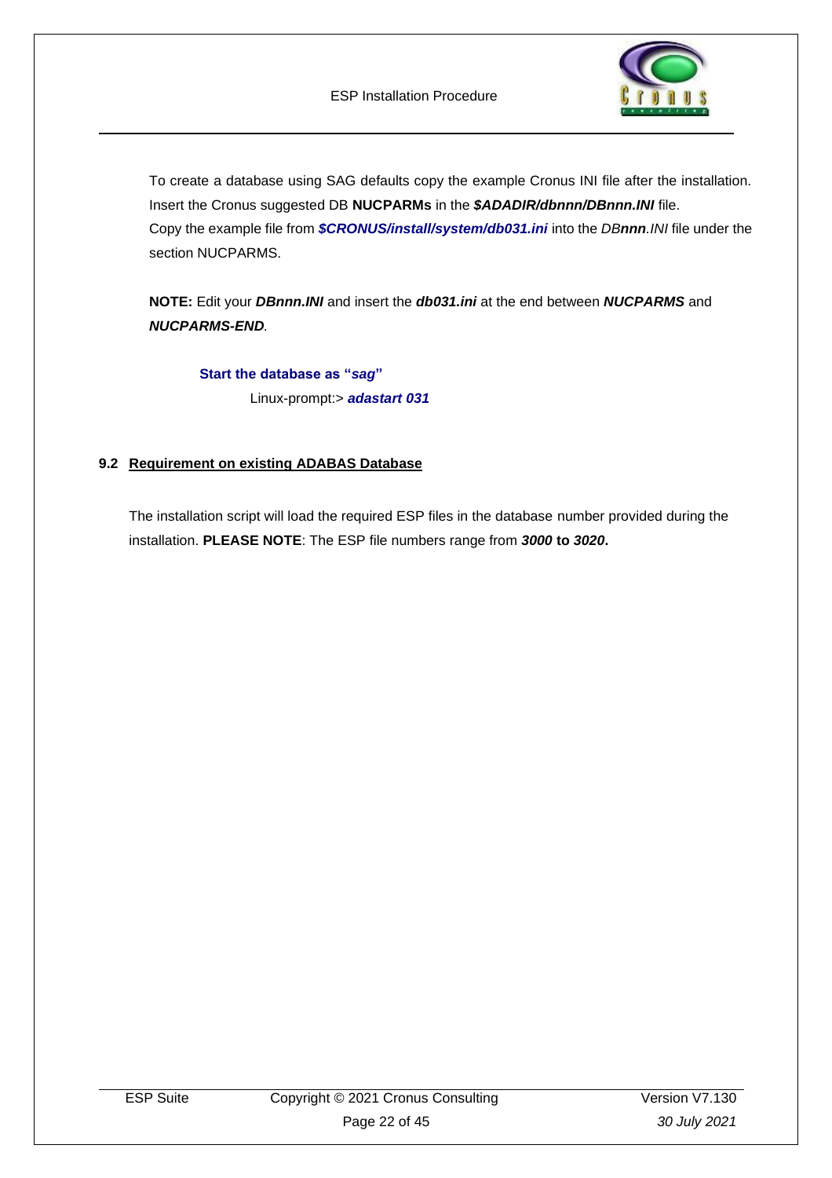To create a database using SAG defaults copy the example Cronus INI file after the installation. Insert the Cronus suggested DB **NUCPARMs** in the ***$ADADIR/dbnnn/DBnnn.INI*** file. Copy the example file from ***$CRONUS/install/system/db031.ini*** into the *DB**nnn**.INI* file under the section NUCPARMS.

**NOTE:** Edit your ***DBnnn.INI*** and insert the ***db031.ini*** at the end between ***NUCPARMS*** and ***NUCPARMS-END***.

**Start the database as "*sag*"**

Linux-prompt:> ***adastart 031***

### 9.2 Requirement on existing ADABAS Database

The installation script will load the required ESP files in the database number provided during the installation. **PLEASE NOTE**: The ESP file numbers range from ***3000* to *3020*.**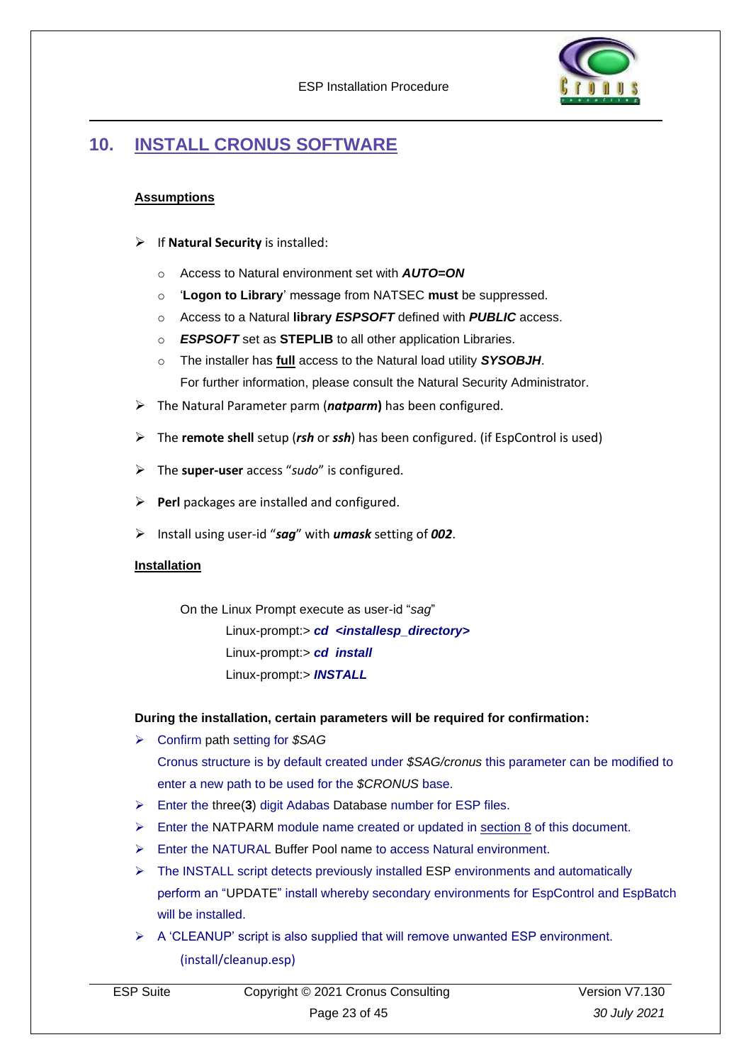# 10. INSTALL CRONUS SOFTWARE

**Assumptions**

- If **Natural Security** is installed:
  - Access to Natural environment set with ***AUTO=ON***
  - '**Logon to Library**' message from NATSEC **must** be suppressed.
  - Access to a Natural **library** ***ESPSOFT*** defined with ***PUBLIC*** access.
  - ***ESPSOFT*** set as **STEPLIB** to all other application Libraries.
  - The installer has **full** access to the Natural load utility ***SYSOBJH***.
    For further information, please consult the Natural Security Administrator.
- The Natural Parameter parm (***natparm***) has been configured.
- The **remote shell** setup (***rsh*** or ***ssh***) has been configured. (if EspControl is used)
- The **super-user** access "*sudo*" is configured.
- **Perl** packages are installed and configured.
- Install using user-id "***sag***" with ***umask*** setting of ***002***.

**Installation**

On the Linux Prompt execute as user-id "*sag*"

Linux-prompt:> ***cd <installesp_directory>***
Linux-prompt:> ***cd install***
Linux-prompt:> ***INSTALL***

**During the installation, certain parameters will be required for confirmation:**

- Confirm path setting for *$SAG*
  Cronus structure is by default created under *$SAG/cronus* this parameter can be modified to enter a new path to be used for the *$CRONUS* base.
- Enter the three(**3**) digit Adabas Database number for ESP files.
- Enter the NATPARM module name created or updated in section 8 of this document.
- Enter the NATURAL Buffer Pool name to access Natural environment.
- The INSTALL script detects previously installed ESP environments and automatically perform an "UPDATE" install whereby secondary environments for EspControl and EspBatch will be installed.
- A 'CLEANUP' script is also supplied that will remove unwanted ESP environment.
  (install/cleanup.esp)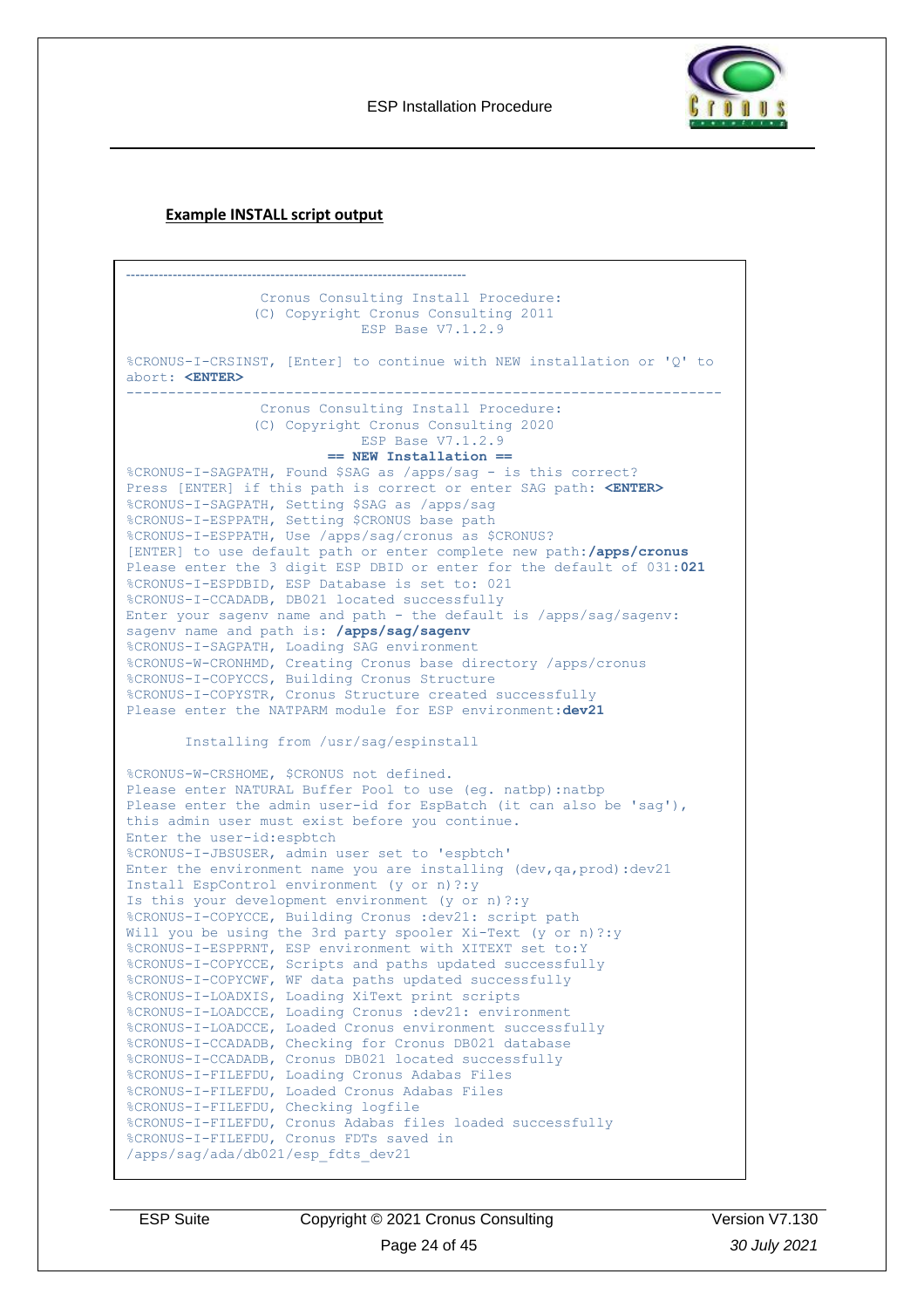**Example INSTALL script output**

```
-----------------------------------------------------------------------
                Cronus Consulting Install Procedure:
               (C) Copyright Cronus Consulting 2011
                            ESP Base V7.1.2.9

%CRONUS-I-CRSINST, [Enter] to continue with NEW installation or 'Q' to
abort: <ENTER>
-----------------------------------------------------------------------
                Cronus Consulting Install Procedure:
               (C) Copyright Cronus Consulting 2020
                            ESP Base V7.1.2.9
                         == NEW Installation ==
%CRONUS-I-SAGPATH, Found $SAG as /apps/sag - is this correct?
Press [ENTER] if this path is correct or enter SAG path: <ENTER>
%CRONUS-I-SAGPATH, Setting $SAG as /apps/sag
%CRONUS-I-ESPPATH, Setting $CRONUS base path
%CRONUS-I-ESPPATH, Use /apps/sag/cronus as $CRONUS?
[ENTER] to use default path or enter complete new path:/apps/cronus
Please enter the 3 digit ESP DBID or enter for the default of 031:021
%CRONUS-I-ESPDBID, ESP Database is set to: 021
%CRONUS-I-CCADADB, DB021 located successfully
Enter your sagenv name and path - the default is /apps/sag/sagenv:
sagenv name and path is: /apps/sag/sagenv
%CRONUS-I-SAGPATH, Loading SAG environment
%CRONUS-W-CRONHMD, Creating Cronus base directory /apps/cronus
%CRONUS-I-COPYCCS, Building Cronus Structure
%CRONUS-I-COPYSTR, Cronus Structure created successfully
Please enter the NATPARM module for ESP environment:dev21

        Installing from /usr/sag/espinstall

%CRONUS-W-CRSHOME, $CRONUS not defined.
Please enter NATURAL Buffer Pool to use (eg. natbp):natbp
Please enter the admin user-id for EspBatch (it can also be 'sag'),
this admin user must exist before you continue.
Enter the user-id:espbtch
%CRONUS-I-JBSUSER, admin user set to 'espbtch'
Enter the environment name you are installing (dev,qa,prod):dev21
Install EspControl environment (y or n)?:y
Is this your development environment (y or n)?:y
%CRONUS-I-COPYCCE, Building Cronus :dev21: script path
Will you be using the 3rd party spooler Xi-Text (y or n)?:y
%CRONUS-I-ESPPRNT, ESP environment with XITEXT set to:Y
%CRONUS-I-COPYCCE, Scripts and paths updated successfully
%CRONUS-I-COPYCWF, WF data paths updated successfully
%CRONUS-I-LOADXIS, Loading XiText print scripts
%CRONUS-I-LOADCCE, Loading Cronus :dev21: environment
%CRONUS-I-LOADCCE, Loaded Cronus environment successfully
%CRONUS-I-CCADADB, Checking for Cronus DB021 database
%CRONUS-I-CCADADB, Cronus DB021 located successfully
%CRONUS-I-FILEFDU, Loading Cronus Adabas Files
%CRONUS-I-FILEFDU, Loaded Cronus Adabas Files
%CRONUS-I-FILEFDU, Checking logfile
%CRONUS-I-FILEFDU, Cronus Adabas files loaded successfully
%CRONUS-I-FILEFDU, Cronus FDTs saved in
/apps/sag/ada/db021/esp_fdts_dev21
```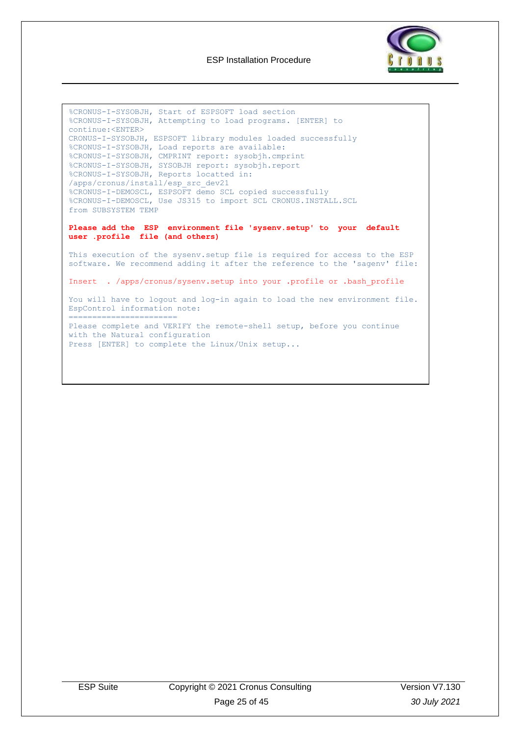```
%CRONUS-I-SYSOBJH, Start of ESPSOFT load section
%CRONUS-I-SYSOBJH, Attempting to load programs. [ENTER] to
continue:<ENTER>
CRONUS-I-SYSOBJH, ESPSOFT library modules loaded successfully
%CRONUS-I-SYSOBJH, Load reports are available:
%CRONUS-I-SYSOBJH, CMPRINT report: sysobjh.cmprint
%CRONUS-I-SYSOBJH, SYSOBJH report: sysobjh.report
%CRONUS-I-SYSOBJH, Reports locatted in:
/apps/cronus/install/esp_src_dev21
%CRONUS-I-DEMOSCL, ESPSOFT demo SCL copied successfully
%CRONUS-I-DEMOSCL, Use JS315 to import SCL CRONUS.INSTALL.SCL
from SUBSYSTEM TEMP

Please add the  ESP  environment file 'sysenv.setup' to  your  default
user .profile  file (and others)

This execution of the sysenv.setup file is required for access to the ESP
software. We recommend adding it after the reference to the 'sagenv' file:

Insert  . /apps/cronus/sysenv.setup into your .profile or .bash_profile

You will have to logout and log-in again to load the new environment file.
EspControl information note:
=======================
Please complete and VERIFY the remote-shell setup, before you continue
with the Natural configuration
Press [ENTER] to complete the Linux/Unix setup...
```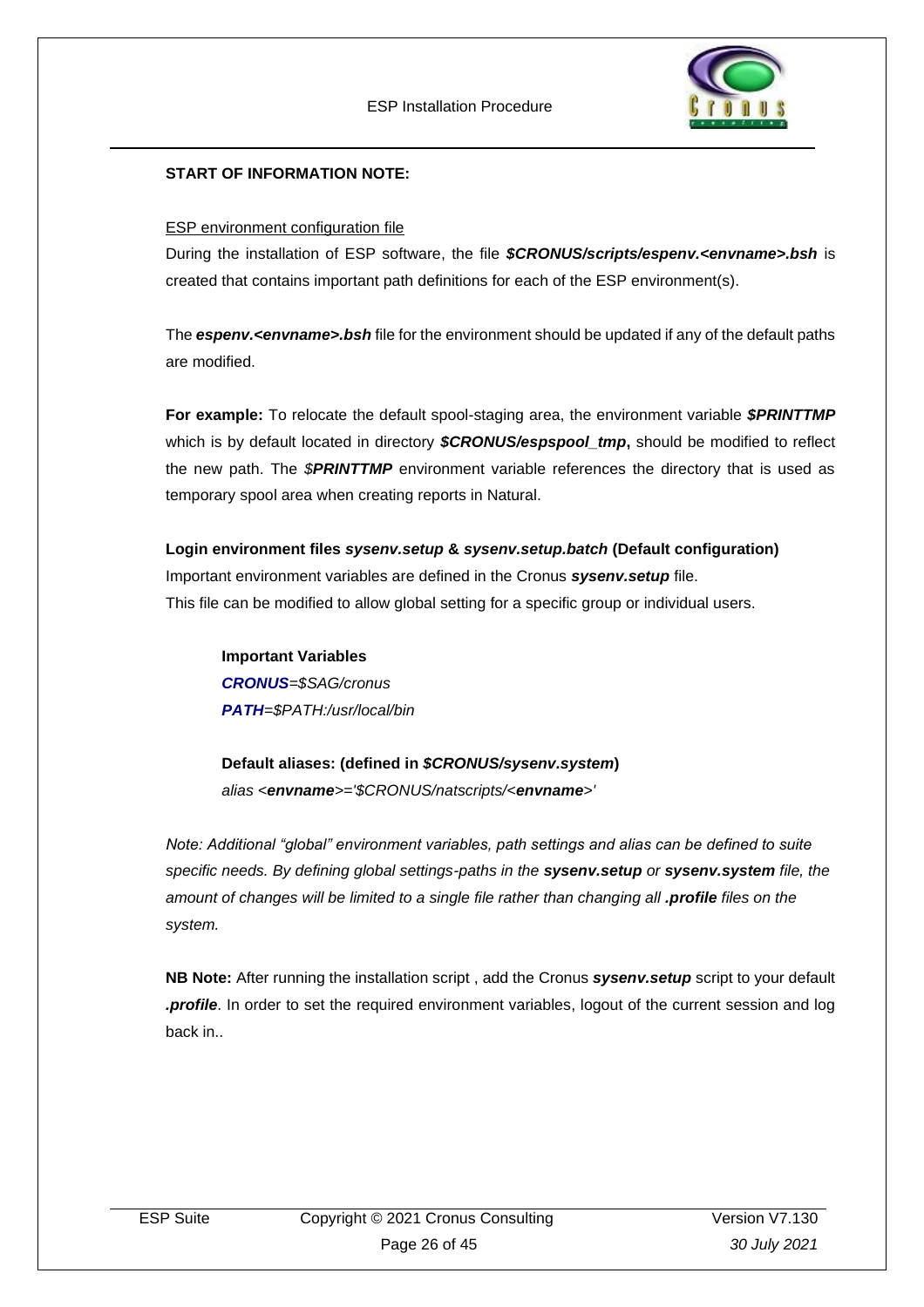**START OF INFORMATION NOTE:**

ESP environment configuration file

During the installation of ESP software, the file ***$CRONUS/scripts/espenv.<envname>.bsh*** is created that contains important path definitions for each of the ESP environment(s).

The ***espenv.<envname>.bsh*** file for the environment should be updated if any of the default paths are modified.

**For example:** To relocate the default spool-staging area, the environment variable ***$PRINTTMP*** which is by default located in directory ***$CRONUS/espspool_tmp*****,** should be modified to reflect the new path. The *$**PRINTTMP*** environment variable references the directory that is used as temporary spool area when creating reports in Natural.

**Login environment files *sysenv.setup* & *sysenv.setup.batch* (Default configuration)**

Important environment variables are defined in the Cronus ***sysenv.setup*** file.
This file can be modified to allow global setting for a specific group or individual users.

**Important Variables**
***CRONUS****=$SAG/cronus*
***PATH****=$PATH:/usr/local/bin*

**Default aliases: (defined in *$CRONUS/sysenv.system*)**
*alias <**envname**>='$CRONUS/natscripts/<**envname**>'*

*Note: Additional "global" environment variables, path settings and alias can be defined to suite specific needs. By defining global settings-paths in the **sysenv.setup** or **sysenv.system** file, the amount of changes will be limited to a single file rather than changing all **.profile** files on the system.*

**NB Note:** After running the installation script , add the Cronus ***sysenv.setup*** script to your default ***.profile***. In order to set the required environment variables, logout of the current session and log back in..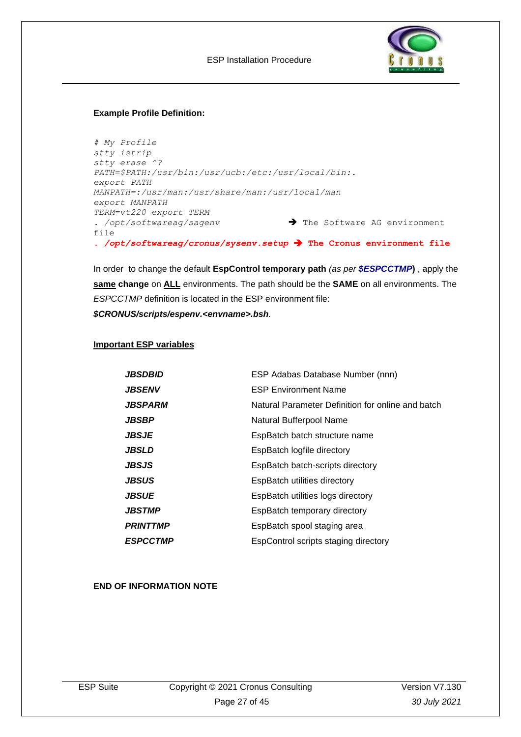**Example Profile Definition:**

```
# My Profile
stty istrip
stty erase ^?
PATH=$PATH:/usr/bin:/usr/ucb:/etc:/usr/local/bin:.
export PATH
MANPATH=:/usr/man:/usr/share/man:/usr/local/man
export MANPATH
TERM=vt220 export TERM
. /opt/softwareag/sagenv                 ➔ The Software AG environment file
. /opt/softwareag/cronus/sysenv.setup  ➔ The Cronus environment file
```

In order  to change the default **EspControl temporary path** *(as per **$ESPCCTMP**)* , apply the **same** **change** on **ALL** environments. The path should be the **SAME** on all environments. The *ESPCCTMP* definition is located in the ESP environment file: ***$CRONUS/scripts/espenv.<envname>.bsh**.*

**Important ESP variables**

| | |
|---|---|
| ***JBSDBID*** | ESP Adabas Database Number (nnn) |
| ***JBSENV*** | ESP Environment Name |
| ***JBSPARM*** | Natural Parameter Definition for online and batch |
| ***JBSBP*** | Natural Bufferpool Name |
| ***JBSJE*** | EspBatch batch structure name |
| ***JBSLD*** | EspBatch logfile directory |
| ***JBSJS*** | EspBatch batch-scripts directory |
| ***JBSUS*** | EspBatch utilities directory |
| ***JBSUE*** | EspBatch utilities logs directory |
| ***JBSTMP*** | EspBatch temporary directory |
| ***PRINTTMP*** | EspBatch spool staging area |
| ***ESPCCTMP*** | EspControl scripts staging directory |

**END OF INFORMATION NOTE**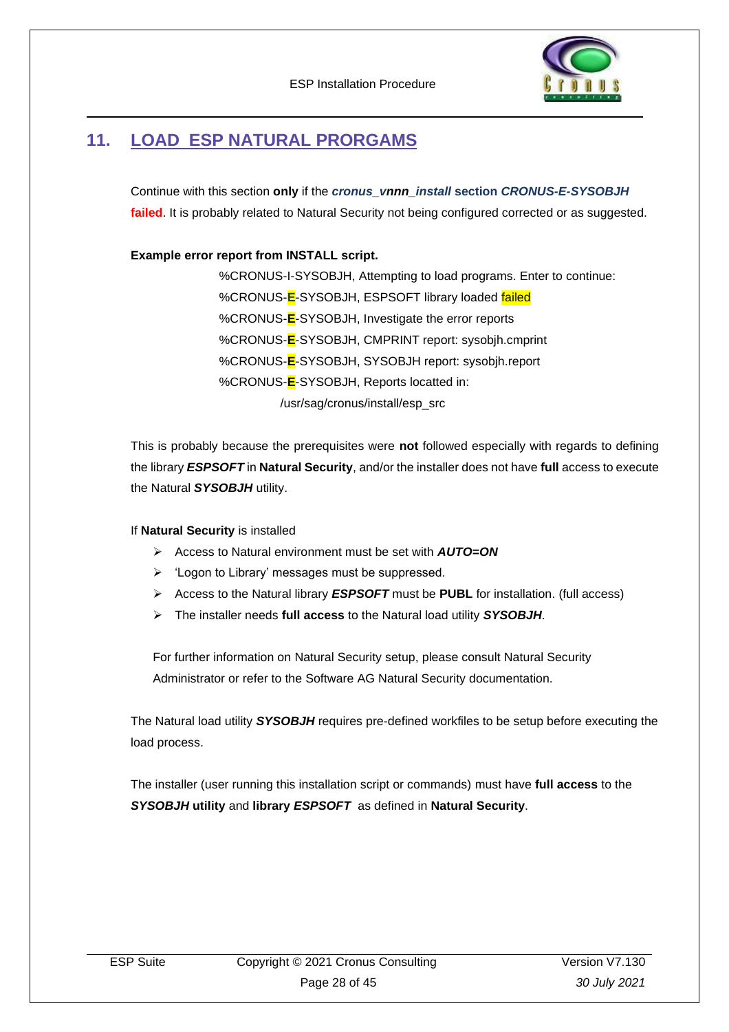## 11. LOAD ESP NATURAL PRORGAMS

Continue with this section **only** if the ***cronus_vnnn_install*** **section** ***CRONUS-E-SYSOBJH*** **failed**. It is probably related to Natural Security not being configured corrected or as suggested.

**Example error report from INSTALL script.**

```
%CRONUS-I-SYSOBJH, Attempting to load programs. Enter to continue:
%CRONUS-E-SYSOBJH, ESPSOFT library loaded failed
%CRONUS-E-SYSOBJH, Investigate the error reports
%CRONUS-E-SYSOBJH, CMPRINT report: sysobjh.cmprint
%CRONUS-E-SYSOBJH, SYSOBJH report: sysobjh.report
%CRONUS-E-SYSOBJH, Reports locatted in:
        /usr/sag/cronus/install/esp_src
```

This is probably because the prerequisites were **not** followed especially with regards to defining the library ***ESPSOFT*** in **Natural Security**, and/or the installer does not have **full** access to execute the Natural ***SYSOBJH*** utility.

If **Natural Security** is installed

- Access to Natural environment must be set with ***AUTO=ON***
- 'Logon to Library' messages must be suppressed.
- Access to the Natural library ***ESPSOFT*** must be **PUBL** for installation. (full access)
- The installer needs **full access** to the Natural load utility ***SYSOBJH***.

For further information on Natural Security setup, please consult Natural Security Administrator or refer to the Software AG Natural Security documentation.

The Natural load utility ***SYSOBJH*** requires pre-defined workfiles to be setup before executing the load process.

The installer (user running this installation script or commands) must have **full access** to the ***SYSOBJH*** **utility** and **library** ***ESPSOFT*** as defined in **Natural Security**.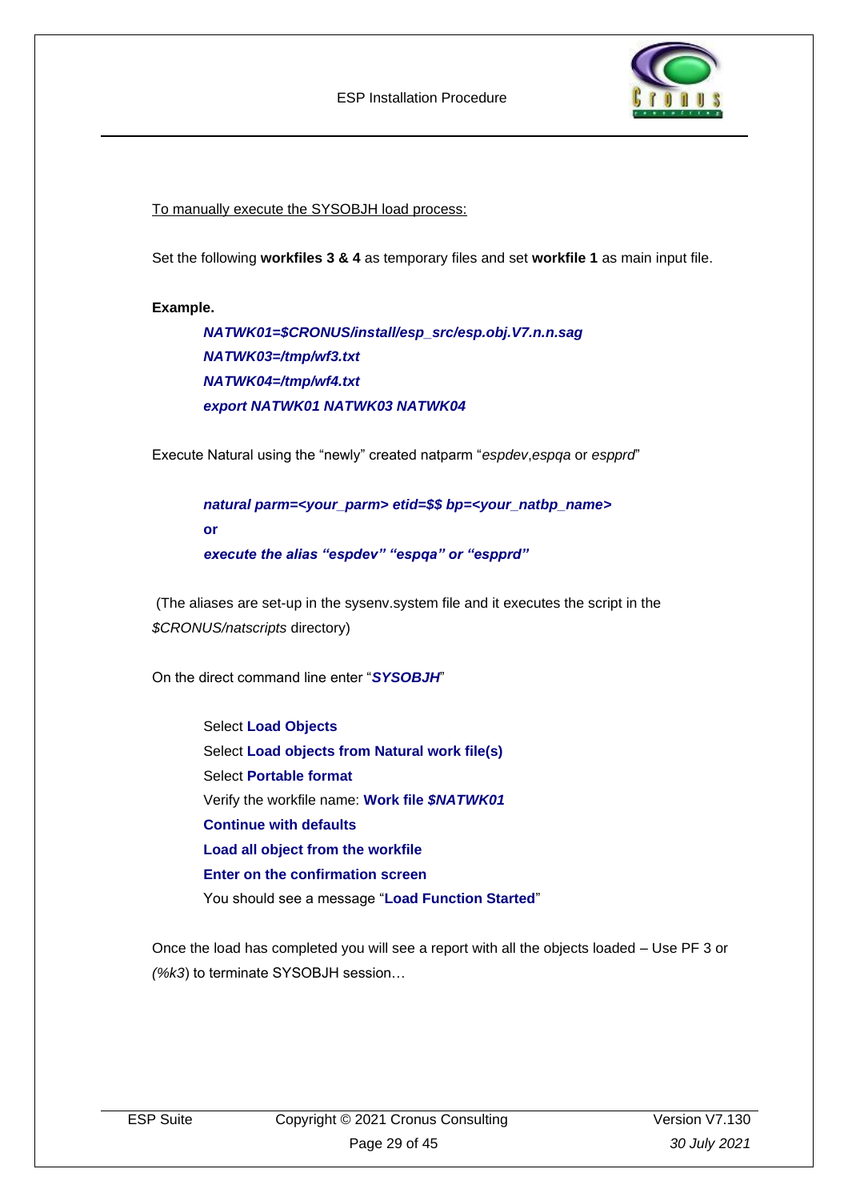<u>To manually execute the SYSOBJH load process:</u>

Set the following **workfiles 3 & 4** as temporary files and set **workfile 1** as main input file.

**Example.**

> ***NATWK01=$CRONUS/install/esp_src/esp.obj.V7.n.n.sag***
> ***NATWK03=/tmp/wf3.txt***
> ***NATWK04=/tmp/wf4.txt***
> ***export NATWK01 NATWK03 NATWK04***

Execute Natural using the "newly" created natparm "*espdev*,*espqa* or *espprd*"

> ***natural parm=<your_parm> etid=$$ bp=<your_natbp_name>***
>
> ***or***
>
> ***execute the alias "espdev" "espqa" or "espprd"***

(The aliases are set-up in the sysenv.system file and it executes the script in the *$CRONUS/natscripts* directory)

On the direct command line enter "***SYSOBJH***"

> Select **Load Objects**
> Select **Load objects from Natural work file(s)**
> Select **Portable format**
> Verify the workfile name: **Work file *$NATWK01***
> **Continue with defaults**
> **Load all object from the workfile**
> **Enter on the confirmation screen**
> You should see a message "**Load Function Started**"

Once the load has completed you will see a report with all the objects loaded – Use PF 3 or *(%k3*) to terminate SYSOBJH session…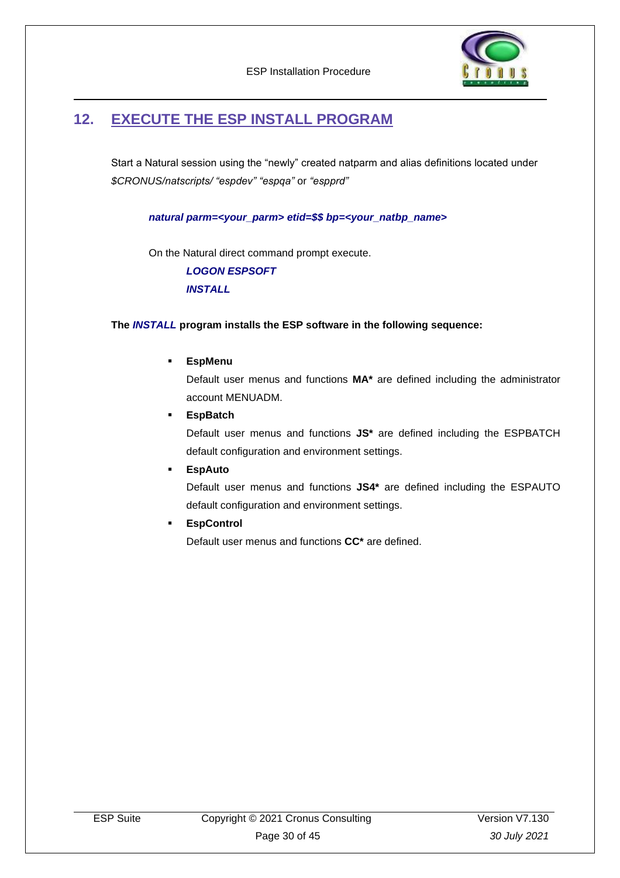## 12. EXECUTE THE ESP INSTALL PROGRAM

Start a Natural session using the "newly" created natparm and alias definitions located under *$CRONUS/natscripts/ "espdev" "espqa"* or *"espprd"*

***natural parm=<your_parm> etid=$$ bp=<your_natbp_name>***

On the Natural direct command prompt execute.

***LOGON ESPSOFT***

***INSTALL***

**The *INSTALL* program installs the ESP software in the following sequence:**

- **EspMenu**

  Default user menus and functions **MA*** are defined including the administrator account MENUADM.

- **EspBatch**

  Default user menus and functions **JS*** are defined including the ESPBATCH default configuration and environment settings.

- **EspAuto**

  Default user menus and functions **JS4*** are defined including the ESPAUTO default configuration and environment settings.

- **EspControl**

  Default user menus and functions **CC*** are defined.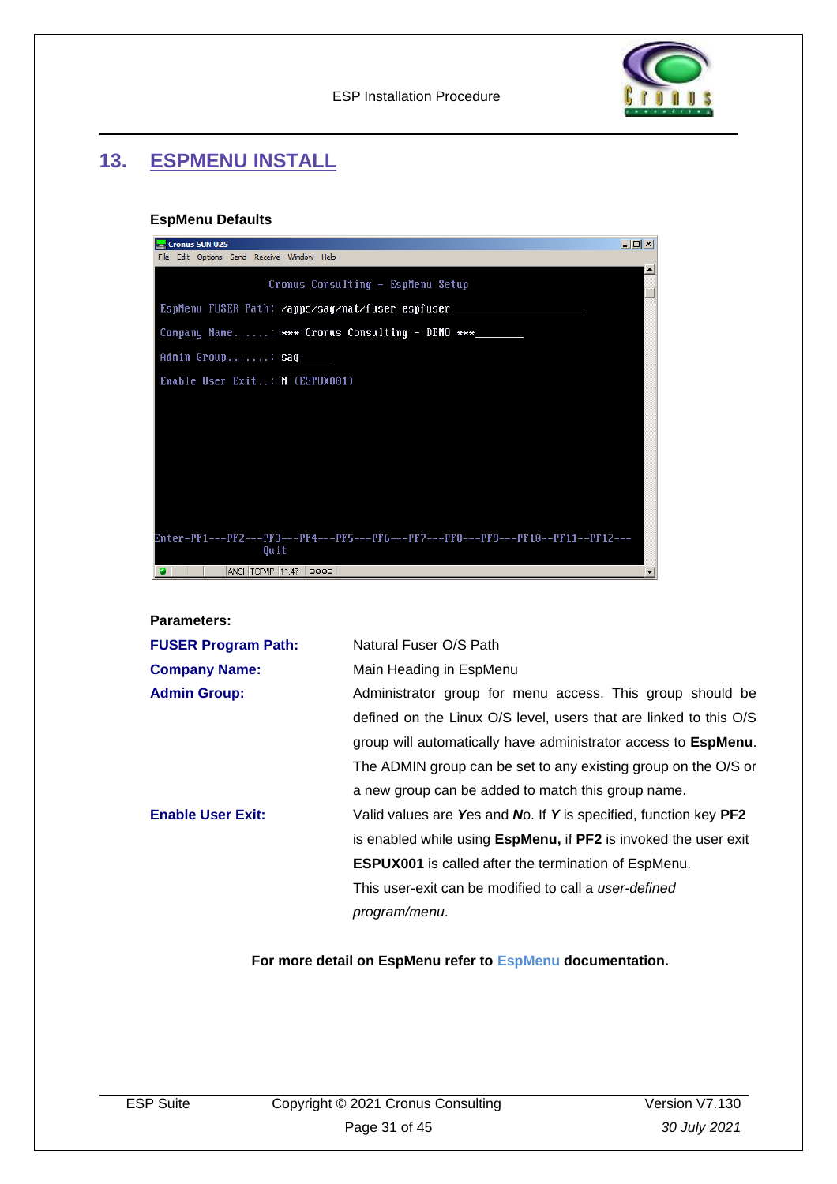## 13. ESPMENU INSTALL

**EspMenu Defaults**

```
Cronus SUN U25
File  Edit  Options  Send  Receive  Window  Help

                    Cronus Consulting - EspMenu Setup

EspMenu FUSER Path: /apps/sag/nat/fuser_espfuser_________________________

Company Name......: *** Cronus Consulting - DEMO ***_______

Admin Group.......: sag_____

Enable User Exit..: N (ESPUX001)

Enter-PF1---PF2---PF3---PF4---PF5---PF6---PF7---PF8---PF9---PF10--PF11--PF12---
                  Quit
ANSI  TCP/IP  11:47  0000
```

**Parameters:**

| | |
|---|---|
| **FUSER Program Path:** | Natural Fuser O/S Path |
| **Company Name:** | Main Heading in EspMenu |
| **Admin Group:** | Administrator group for menu access. This group should be defined on the Linux O/S level, users that are linked to this O/S group will automatically have administrator access to **EspMenu**. The ADMIN group can be set to any existing group on the O/S or a new group can be added to match this group name. |
| **Enable User Exit:** | Valid values are ***Y***es and ***N***o. If ***Y*** is specified, function key **PF2** is enabled while using **EspMenu,** if **PF2** is invoked the user exit **ESPUX001** is called after the termination of EspMenu. This user-exit can be modified to call a *user-defined program/menu*. |

**For more detail on EspMenu refer to EspMenu documentation.**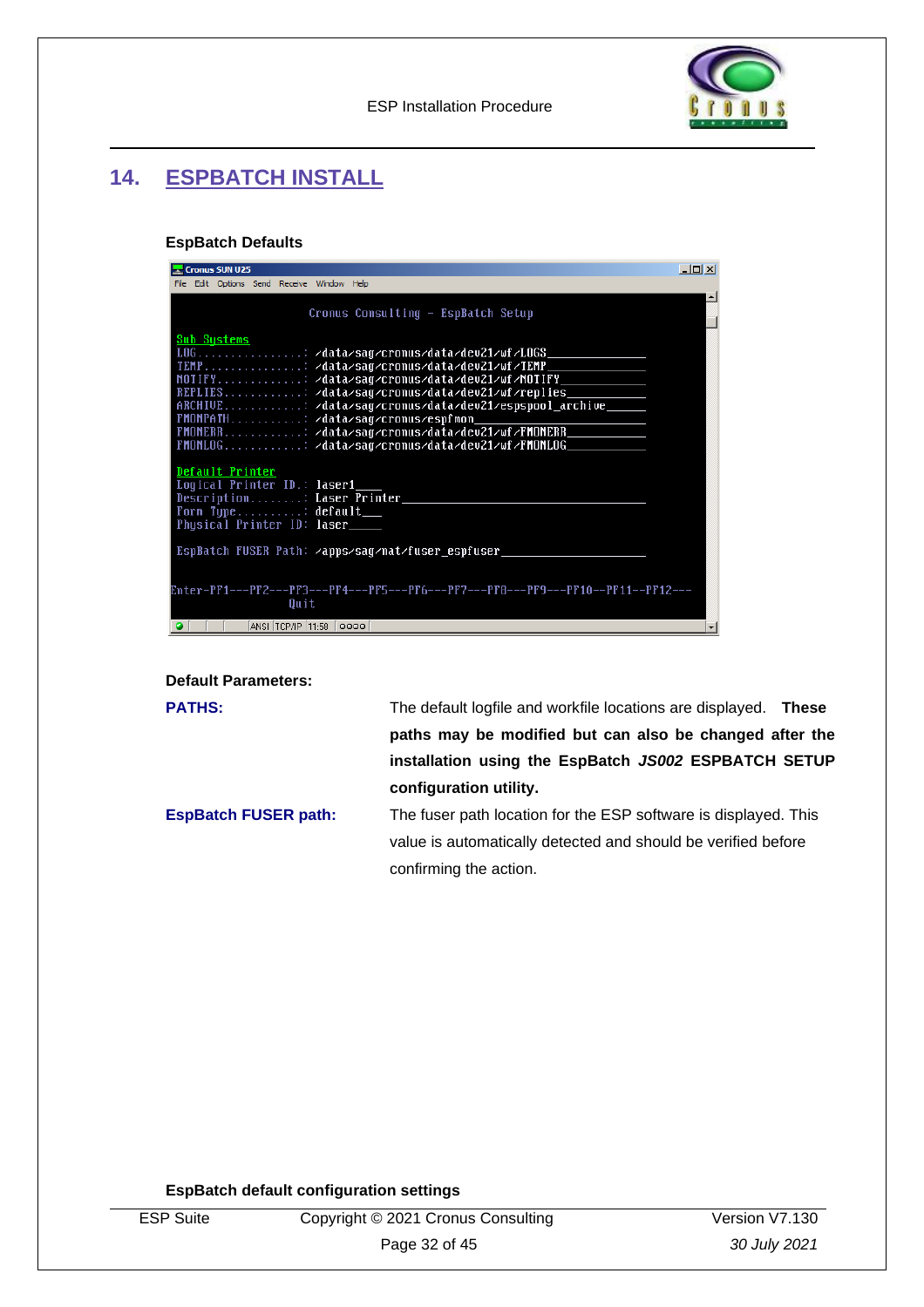## 14. ESPBATCH INSTALL

**EspBatch Defaults**

```
                Cronus Consulting - EspBatch Setup

Sub Systems
LOG................: /data/sag/cronus/data/dev21/wf/LOGS
TEMP...............: /data/sag/cronus/data/dev21/wf/TEMP
NOTIFY.............: /data/sag/cronus/data/dev21/wf/NOTIFY
REPLIES............: /data/sag/cronus/data/dev21/wf/replies
ARCHIVE............: /data/sag/cronus/data/dev21/espspool_archive
FMONPATH...........: /data/sag/cronus/espfmon
FMONERR............: /data/sag/cronus/data/dev21/wf/FMONERR
FMONLOG............: /data/sag/cronus/data/dev21/wf/FMONLOG

Default Printer
Logical Printer ID.: laser1
Description........: Laser Printer
Form Type..........: default
Physical Printer ID: laser

EspBatch FUSER Path: /apps/sag/nat/fuser_espfuser

Enter-PF1---PF2---PF3---PF4---PF5---PF6---PF7---PF8---PF9---PF10--PF11--PF12---
                  Quit
```

**Default Parameters:**

**PATHS:** The default logfile and workfile locations are displayed. **These paths may be modified but can also be changed after the installation using the EspBatch *JS002* ESPBATCH SETUP configuration utility.**

**EspBatch FUSER path:** The fuser path location for the ESP software is displayed. This value is automatically detected and should be verified before confirming the action.

**EspBatch default configuration settings**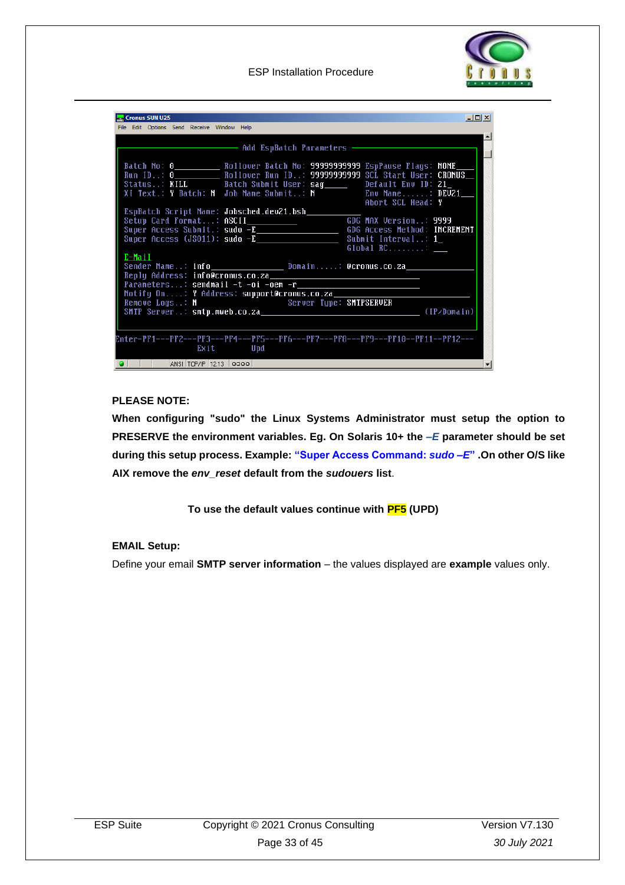```
Cronus SUN U25
File  Edit  Options  Send  Receive  Window  Help

                           Add EspBatch Parameters

  Batch No: 0_________ Rollover Batch No: 99999999999 EspPause Flags: NONE___
  Run ID..: 0_________ Rollover Run ID..: 99999999999 SCL Start User: CRONUS__
  Status..: KILL       Batch Submit User: sag_____    Default Env ID: 21_
  XI Text.: Y Batch: N Job Name Submit..: N           Env Name......: DEV21___
                                                      Abort SCL Head: Y
  EspBatch Script Name: Jobsched.dev21.bsh____________
  Setup Card Format...: ASCII__________           GDG MAX Version..: 9999
  Super Access Submit.: sudo -E________________   GDG Access Method: INCREMENT
  Super Access (JS011): sudo -E________________   Submit Interval..: 1_
                                                  Global RC........: ___
  E-Mail
  Sender Name..: info_______________ Domain.....: @cronus.co.za_______________
  Reply Address: info@cronus.co.za________________________________
  Parameters...: sendmail -t -oi -oem -r__________________________
  Notify On....: Y Address: support@cronus.co.za_____________________________
  Remove Logs..: N                   Server Type: SMTPSERVER
  SMTP Server..: smtp.mweb.co.za__________________________________ (IP/Domain)

Enter-PF1---PF2---PF3---PF4---PF5---PF6---PF7---PF8---PF9---PF10--PF11--PF12---
                  Exit        Upd
```

**PLEASE NOTE:**

**When configuring "sudo" the Linux Systems Administrator must setup the option to PRESERVE the environment variables. Eg. On Solaris 10+ the *–E* parameter should be set during this setup process. Example: "Super Access Command: *sudo –E*" .On other O/S like AIX remove the *env_reset* default from the *sudouers* list**.

**To use the default values continue with PF5 (UPD)**

**EMAIL Setup:**

Define your email **SMTP server information** – the values displayed are **example** values only.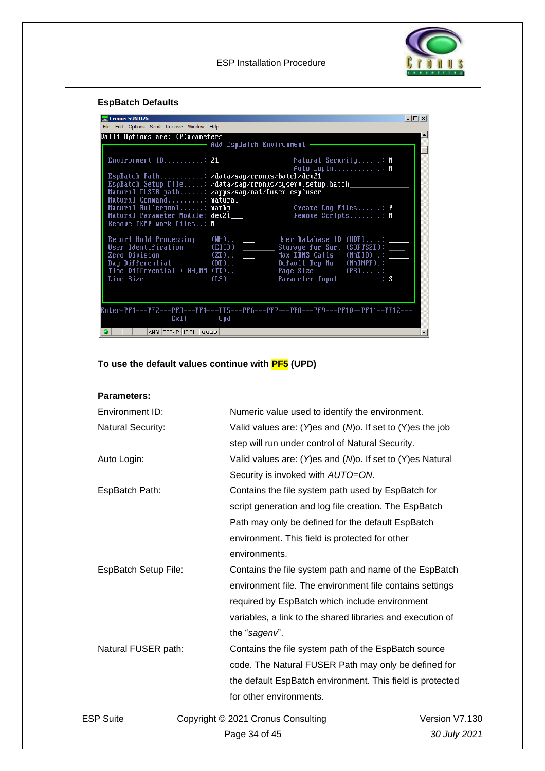## EspBatch Defaults

```
Valid Options are: (P)arameters
                        Add EspBatch Environment

 Environment ID..........: 21                    Natural Security......: N
                                                 Auto Login............: N
 EspBatch Path...........: /data/sag/cronus/batch/dev21
 EspBatch Setup File.....: /data/sag/cronus/sysenv.setup.batch
 Natural FUSER path......: /apps/sag/nat/fuser_espfuser
 Natural Command.........: natural
 Natural Bufferpool......: natbp                 Create Log Files......: Y
 Natural Parameter Module: dev21                 Remove Scripts........: N
 Remove TEMP work files..: N

 Record Hold Processing   (WH)..:              User Database ID (UDB)....:
 User Identification      (ETID):              Storage for Sort (SORTSZE):
 Zero Division            (ZD)..:              Max DBMS Calls   (MADIO)..:
 Day Differential         (DD)..:              Default Rep No   (MAINPR).:
 Time Differential +-HH,MM (TD)..:             Page Size        (PS).....:
 Line Size                (LS)..:              Parameter Input          : S

Enter-PF1---PF2---PF3---PF4---PF5---PF6---PF7---PF8---PF9---PF10--PF11--PF12---
                  Exit        Upd
```

**To use the default values continue with PF5 (UPD)**

**Parameters:**

| | |
|---|---|
| Environment ID: | Numeric value used to identify the environment. |
| Natural Security: | Valid values are: (*Y*)es and (*N*)o. If set to (Y)es the job step will run under control of Natural Security. |
| Auto Login: | Valid values are: (*Y*)es and (*N*)o. If set to (Y)es Natural Security is invoked with *AUTO=ON*. |
| EspBatch Path: | Contains the file system path used by EspBatch for script generation and log file creation. The EspBatch Path may only be defined for the default EspBatch environment. This field is protected for other environments. |
| EspBatch Setup File: | Contains the file system path and name of the EspBatch environment file. The environment file contains settings required by EspBatch which include environment variables, a link to the shared libraries and execution of the "*sagenv*". |
| Natural FUSER path: | Contains the file system path of the EspBatch source code. The Natural FUSER Path may only be defined for the default EspBatch environment. This field is protected for other environments. |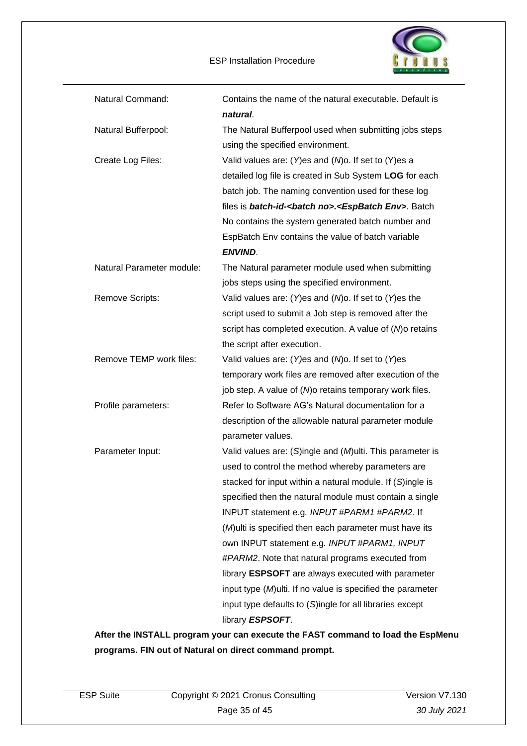| | |
|---|---|
| Natural Command: | Contains the name of the natural executable. Default is ***natural***. |
| Natural Bufferpool: | The Natural Bufferpool used when submitting jobs steps using the specified environment. |
| Create Log Files: | Valid values are: (*Y*)es and (*N*)o. If set to (Y)es a detailed log file is created in Sub System **LOG** for each batch job. The naming convention used for these log files is ***batch-id-<batch no>.<EspBatch Env>***. Batch No contains the system generated batch number and EspBatch Env contains the value of batch variable ***ENVIND***. |
| Natural Parameter module: | The Natural parameter module used when submitting jobs steps using the specified environment. |
| Remove Scripts: | Valid values are: (*Y*)es and (*N*)o. If set to (*Y*)es the script used to submit a Job step is removed after the script has completed execution. A value of (*N*)o retains the script after execution. |
| Remove TEMP work files: | Valid values are: (*Y*)es and (*N*)o. If set to (*Y*)es temporary work files are removed after execution of the job step. A value of (*N*)o retains temporary work files. |
| Profile parameters: | Refer to Software AG's Natural documentation for a description of the allowable natural parameter module parameter values. |
| Parameter Input: | Valid values are: (*S*)ingle and (*M*)ulti. This parameter is used to control the method whereby parameters are stacked for input within a natural module. If (*S*)ingle is specified then the natural module must contain a single INPUT statement e.g. *INPUT #PARM1 #PARM2*. If (*M*)ulti is specified then each parameter must have its own INPUT statement e.g. *INPUT #PARM1, INPUT #PARM2*. Note that natural programs executed from library **ESPSOFT** are always executed with parameter input type (*M*)ulti. If no value is specified the parameter input type defaults to (*S*)ingle for all libraries except library ***ESPSOFT***. |

**After the INSTALL program your can execute the FAST command to load the EspMenu programs. FIN out of Natural on direct command prompt.**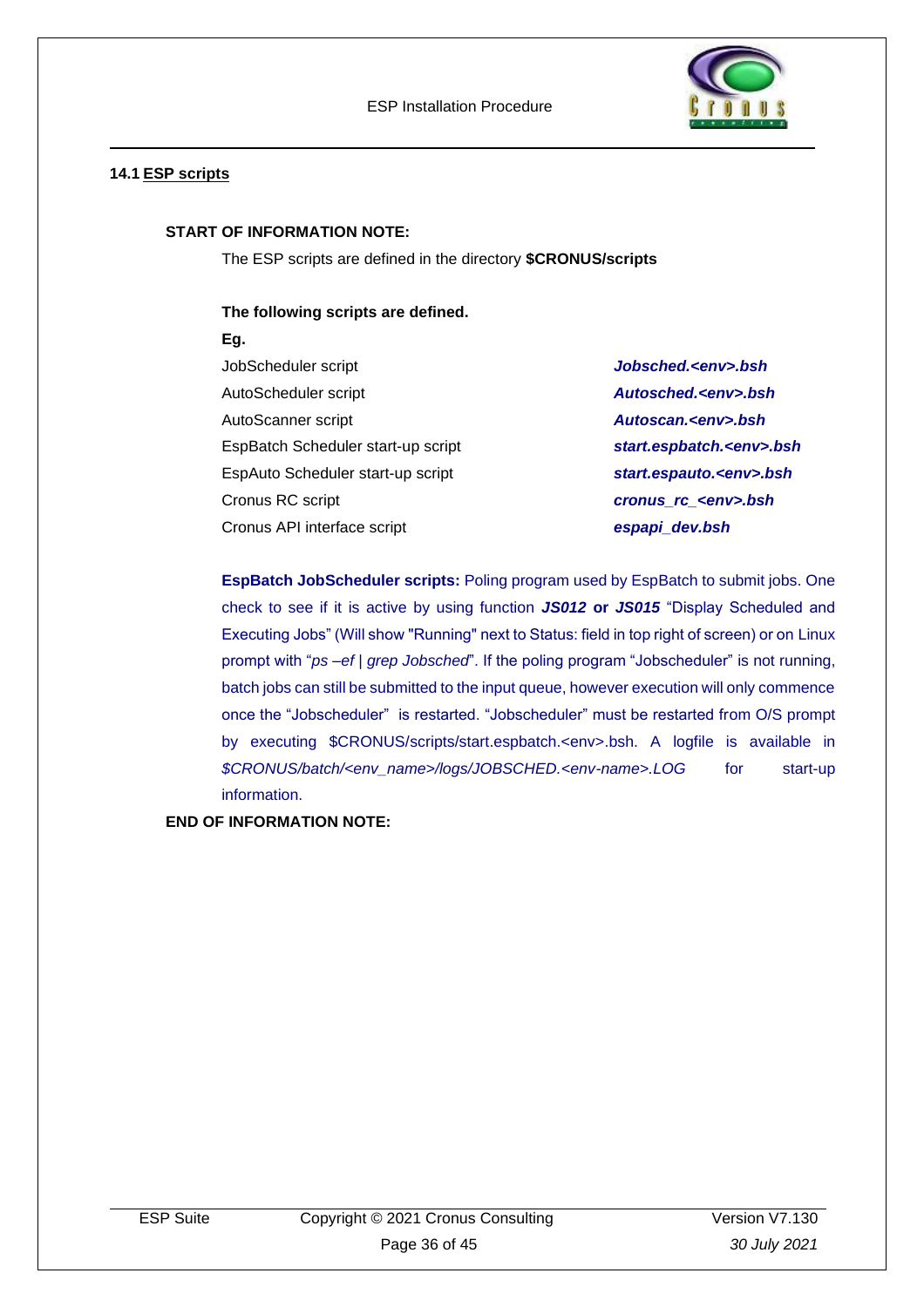## 14.1 ESP scripts

**START OF INFORMATION NOTE:**

The ESP scripts are defined in the directory **$CRONUS/scripts**

**The following scripts are defined.**

**Eg.**

| | |
|---|---|
| JobScheduler script | ***Jobsched.<env>.bsh*** |
| AutoScheduler script | ***Autosched.<env>.bsh*** |
| AutoScanner script | ***Autoscan.<env>.bsh*** |
| EspBatch Scheduler start-up script | ***start.espbatch.<env>.bsh*** |
| EspAuto Scheduler start-up script | ***start.espauto.<env>.bsh*** |
| Cronus RC script | ***cronus_rc_<env>.bsh*** |
| Cronus API interface script | ***espapi_dev.bsh*** |

**EspBatch JobScheduler scripts:** Poling program used by EspBatch to submit jobs. One check to see if it is active by using function ***JS012*** **or** ***JS015*** "Display Scheduled and Executing Jobs" (Will show "Running" next to Status: field in top right of screen) or on Linux prompt with "*ps –ef | grep Jobsched*". If the poling program "Jobscheduler" is not running, batch jobs can still be submitted to the input queue, however execution will only commence once the "Jobscheduler" is restarted. "Jobscheduler" must be restarted from O/S prompt by executing $CRONUS/scripts/start.espbatch.<env>.bsh. A logfile is available in *$CRONUS/batch/<env_name>/logs/JOBSCHED.<env-name>.LOG* for start-up information.

**END OF INFORMATION NOTE:**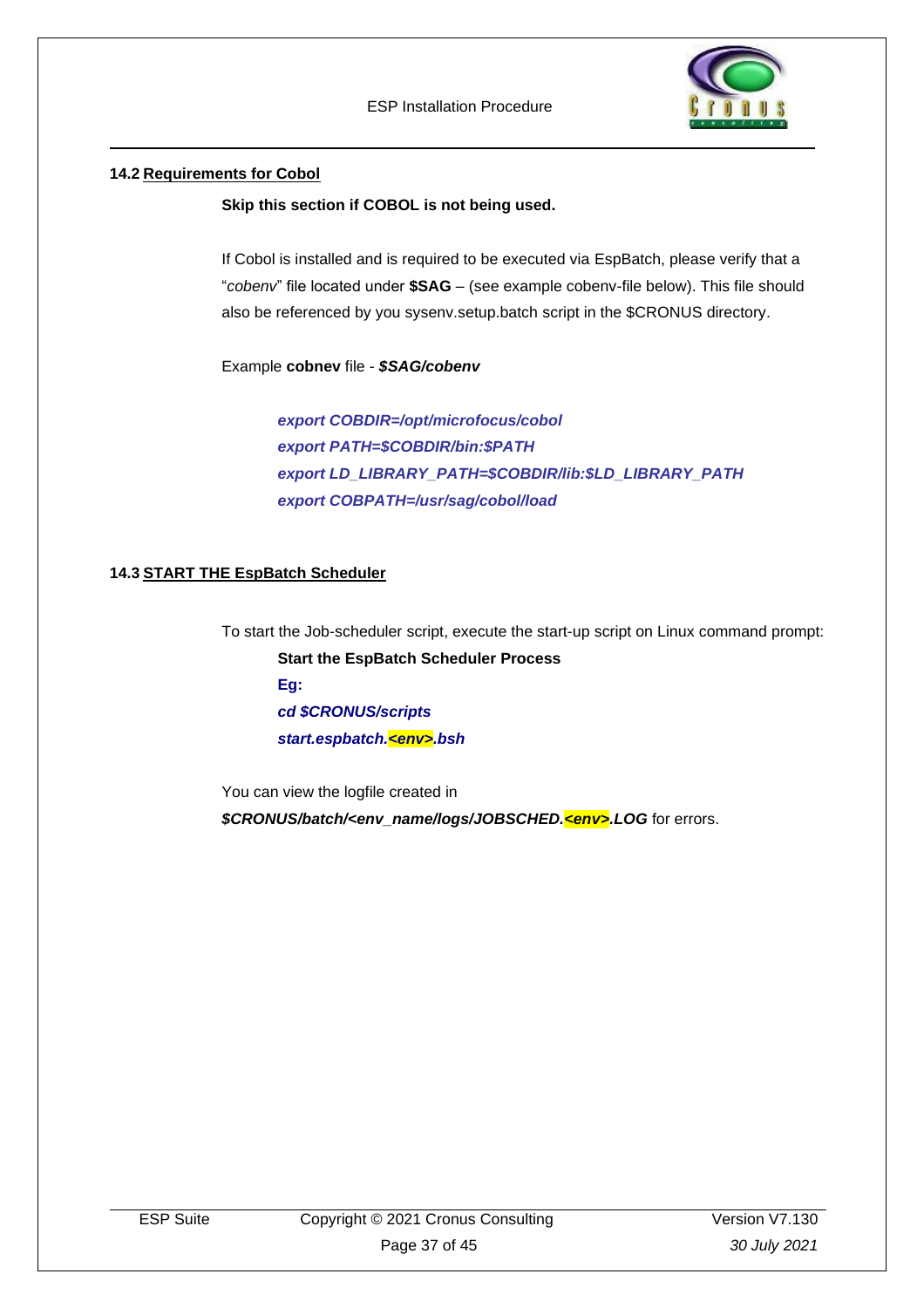### 14.2 Requirements for Cobol

**Skip this section if COBOL is not being used.**

If Cobol is installed and is required to be executed via EspBatch, please verify that a "*cobenv*" file located under **$SAG** – (see example cobenv-file below). This file should also be referenced by you sysenv.setup.batch script in the $CRONUS directory.

Example **cobnev** file - ***$SAG/cobenv***

```
export COBDIR=/opt/microfocus/cobol
export PATH=$COBDIR/bin:$PATH
export LD_LIBRARY_PATH=$COBDIR/lib:$LD_LIBRARY_PATH
export COBPATH=/usr/sag/cobol/load
```

### 14.3 START THE EspBatch Scheduler

To start the Job-scheduler script, execute the start-up script on Linux command prompt:

**Start the EspBatch Scheduler Process**

**Eg:**

```
cd $CRONUS/scripts
start.espbatch.<env>.bsh
```

You can view the logfile created in ***$CRONUS/batch/<env_name/logs/JOBSCHED.<env>.LOG*** for errors.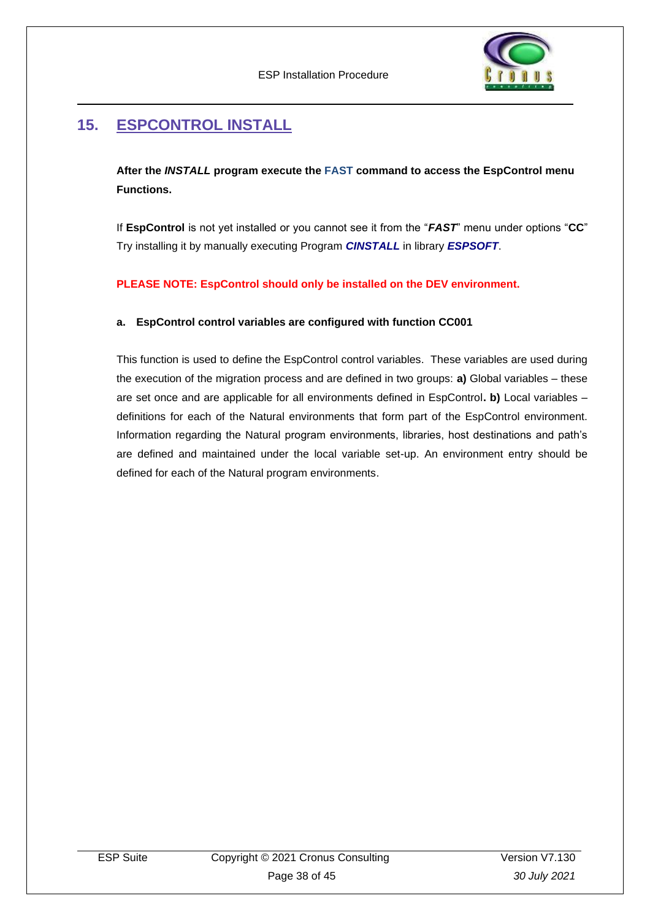## 15. ESPCONTROL INSTALL

**After the *INSTALL* program execute the FAST command to access the EspControl menu Functions.**

If **EspControl** is not yet installed or you cannot see it from the "***FAST***" menu under options "**CC**" Try installing it by manually executing Program ***CINSTALL*** in library ***ESPSOFT***.

**PLEASE NOTE: EspControl should only be installed on the DEV environment.**

**a. EspControl control variables are configured with function CC001**

This function is used to define the EspControl control variables. These variables are used during the execution of the migration process and are defined in two groups: **a)** Global variables – these are set once and are applicable for all environments defined in EspControl**. b)** Local variables – definitions for each of the Natural environments that form part of the EspControl environment. Information regarding the Natural program environments, libraries, host destinations and path's are defined and maintained under the local variable set-up. An environment entry should be defined for each of the Natural program environments.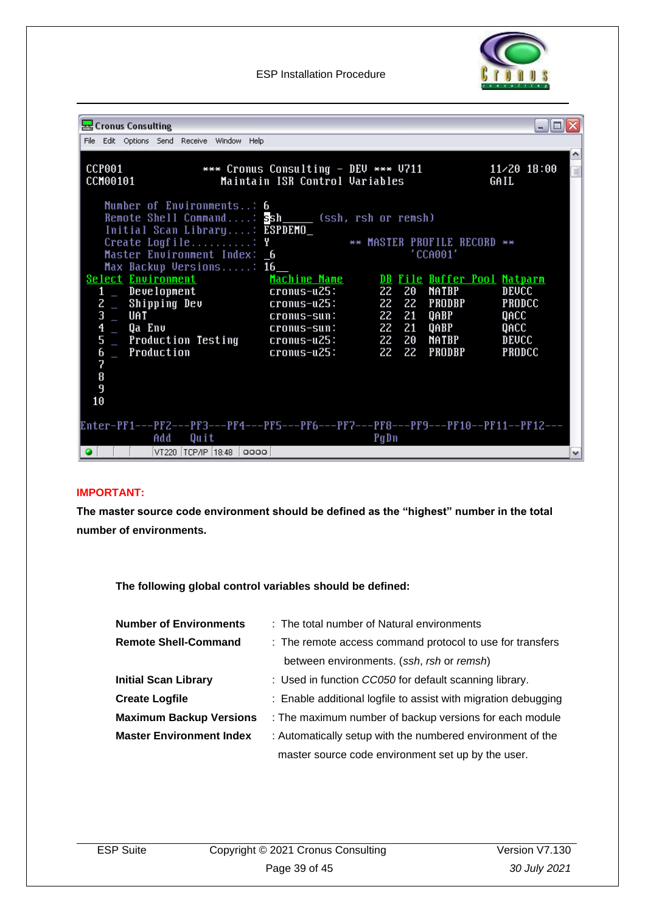```
Cronus Consulting
File  Edit  Options  Send  Receive  Window  Help

CCP001              *** Cronus Consulting - DEV *** V711          11/20 18:00
CCM00101                Maintain ISR Control Variables             GAIL

   Number of Environments..: 6
   Remote Shell Command....: ssh_____ (ssh, rsh or remsh)
   Initial Scan Library....: ESPDEMO_
   Create Logfile..........: Y               ** MASTER PROFILE RECORD **
   Master Environment Index: _6                      'CCA001'
   Max Backup Versions.....: 16__
Select Environment             Machine Name       DB File Buffer Pool Natparm
  1 _ Development              cronus-u25:        22  20  NATBP       DEVCC
  2 _ Shipping Dev             cronus-u25:        22  22  PRODBP      PRODCC
  3 _ UAT                      cronus-sun:        22  21  QABP        QACC
  4 _ Qa Env                   cronus-sun:        22  21  QABP        QACC
  5 _ Production Testing       cronus-u25:        22  20  NATBP       DEVCC
  6 _ Production               cronus-u25:        22  22  PRODBP      PRODCC
  7
  8
  9
 10

Enter-PF1---PF2---PF3---PF4---PF5---PF6---PF7---PF8---PF9---PF10--PF11--PF12---
            Add   Quit                        PgDn
VT220 TCP/IP 18:48
```

**IMPORTANT:**

**The master source code environment should be defined as the "highest" number in the total number of environments.**

**The following global control variables should be defined:**

| | |
|---|---|
| **Number of Environments** | : The total number of Natural environments |
| **Remote Shell-Command** | : The remote access command protocol to use for transfers between environments. (*ssh*, *rsh* or *remsh*) |
| **Initial Scan Library** | : Used in function *CC050* for default scanning library. |
| **Create Logfile** | : Enable additional logfile to assist with migration debugging |
| **Maximum Backup Versions** | : The maximum number of backup versions for each module |
| **Master Environment Index** | : Automatically setup with the numbered environment of the master source code environment set up by the user. |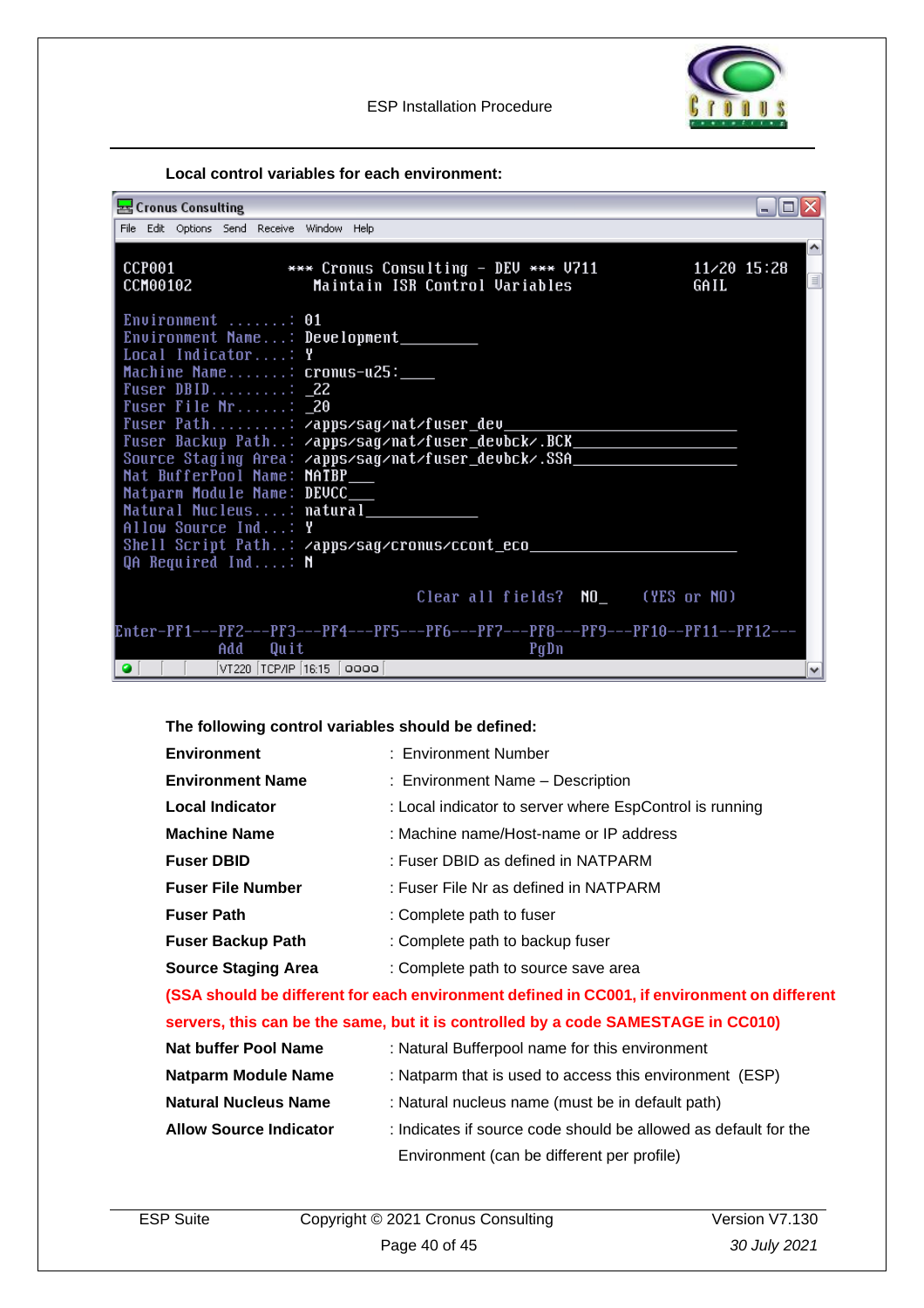**Local control variables for each environment:**

```
CCP001              *** Cronus Consulting - DEV *** V711             11/20 15:28
CCM00102               Maintain ISR Control Variables                 GAIL

Environment .......: 01
Environment Name...: Development_________
Local Indicator....: Y
Machine Name.......: cronus-u25:____
Fuser DBID.........: _22
Fuser File Nr......: _20
Fuser Path.........: /apps/sag/nat/fuser_dev___________________
Fuser Backup Path..: /apps/sag/nat/fuser_devbck/.BCK___________________
Source Staging Area: /apps/sag/nat/fuser_devbck/.SSA___________________
Nat BufferPool Name: NATBP___
Natparm Module Name: DEVCC___
Natural Nucleus....: natural_________
Allow Source Ind...: Y
Shell Script Path..: /apps/sag/cronus/ccont_eco___________________________
QA Required Ind....: N

                              Clear all fields?  NO_    (YES or NO)

Enter-PF1---PF2---PF3---PF4---PF5---PF6---PF7---PF8---PF9---PF10--PF11--PF12---
            Add   Quit                          PgDn
```

**The following control variables should be defined:**

| | |
|---|---|
| **Environment** | : Environment Number |
| **Environment Name** | : Environment Name – Description |
| **Local Indicator** | : Local indicator to server where EspControl is running |
| **Machine Name** | : Machine name/Host-name or IP address |
| **Fuser DBID** | : Fuser DBID as defined in NATPARM |
| **Fuser File Number** | : Fuser File Nr as defined in NATPARM |
| **Fuser Path** | : Complete path to fuser |
| **Fuser Backup Path** | : Complete path to backup fuser |
| **Source Staging Area** | : Complete path to source save area |

**(SSA should be different for each environment defined in CC001, if environment on different servers, this can be the same, but it is controlled by a code SAMESTAGE in CC010)**

| | |
|---|---|
| **Nat buffer Pool Name** | : Natural Bufferpool name for this environment |
| **Natparm Module Name** | : Natparm that is used to access this environment (ESP) |
| **Natural Nucleus Name** | : Natural nucleus name (must be in default path) |
| **Allow Source Indicator** | : Indicates if source code should be allowed as default for the Environment (can be different per profile) |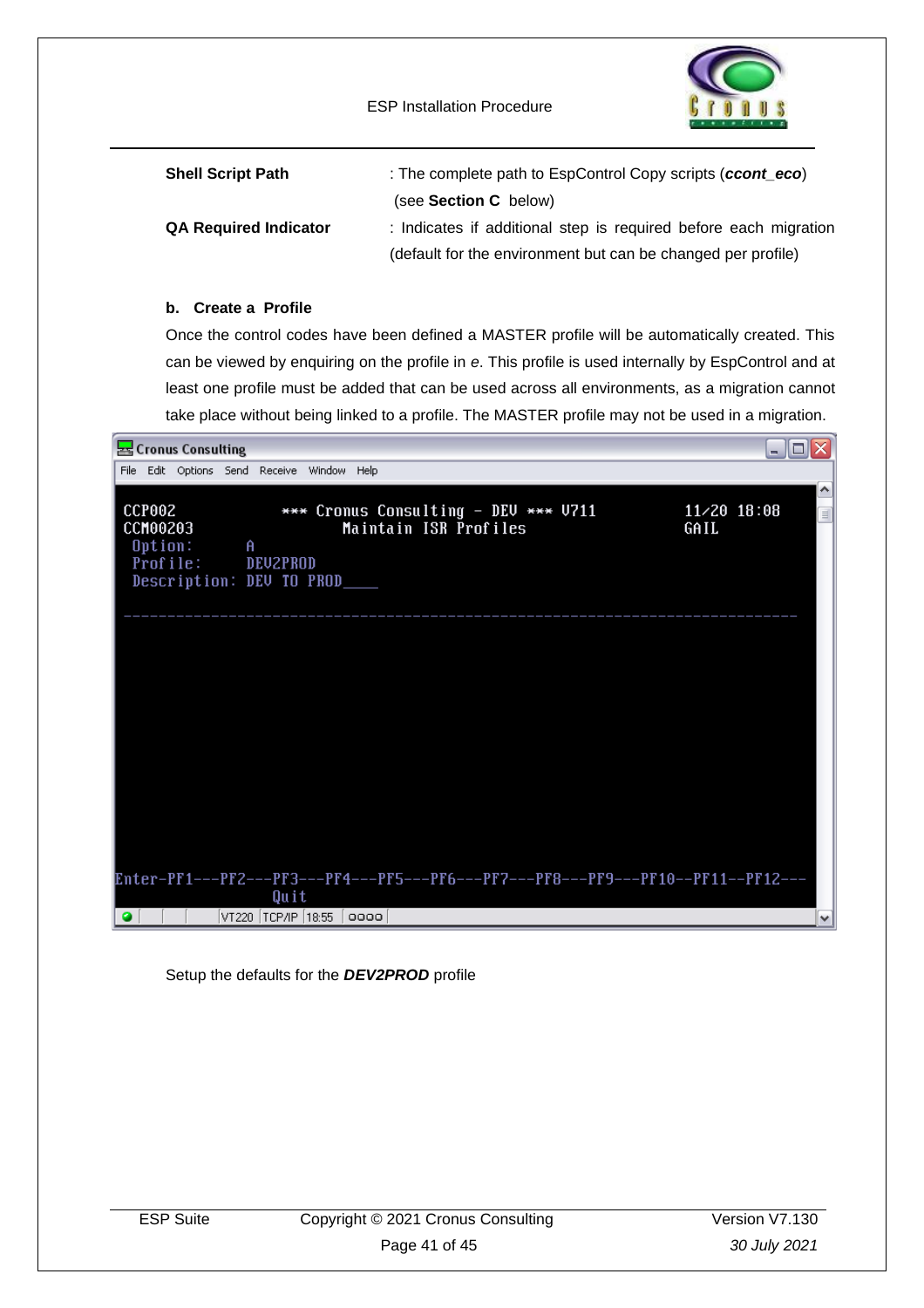**Shell Script Path** : The complete path to EspControl Copy scripts (***ccont_eco***) (see **Section C** below)

**QA Required Indicator** : Indicates if additional step is required before each migration (default for the environment but can be changed per profile)

**b. Create a Profile**

Once the control codes have been defined a MASTER profile will be automatically created. This can be viewed by enquiring on the profile in *e*. This profile is used internally by EspControl and at least one profile must be added that can be used across all environments, as a migration cannot take place without being linked to a profile. The MASTER profile may not be used in a migration.

```
Cronus Consulting
File  Edit  Options  Send  Receive  Window  Help

CCP002           *** Cronus Consulting - DEV *** V711          11/20 18:08
CCM00203                Maintain ISR Profiles                   GAIL
 Option:      A
 Profile:     DEV2PROD
 Description: DEV TO PROD____

----------------------------------------------------------------------------

Enter-PF1---PF2---PF3---PF4---PF5---PF6---PF7---PF8---PF9---PF10--PF11--PF12---
                  Quit
VT220  TCP/IP  18:55
```

Setup the defaults for the ***DEV2PROD*** profile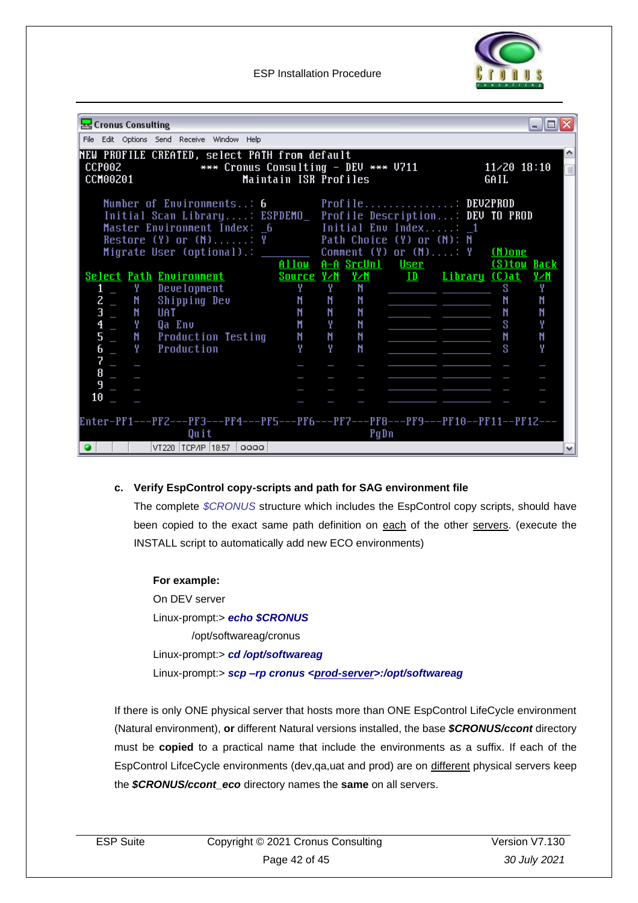```
Cronus Consulting
File  Edit  Options  Send  Receive  Window  Help
NEW PROFILE CREATED, select PATH from default
 CCP002              *** Cronus Consulting - DEV *** V711              11/20 18:10
 CCM00201                      Maintain ISR Profiles                    GAIL

    Number of Environments..: 6           Profile...............: DEV2PROD
    Initial Scan Library....: ESPDEMO_    Profile Description...: DEV TO PROD
    Master Environment Index: _6          Initial Env Index.....: _1
    Restore (Y) or (N)......: Y           Path Choice (Y) or (N): N
    Migrate User (optional).: ________    Comment (Y) or (N)....: Y    (N)one
                                    Allow  A-A  SrcUnl   User          (S)tow Back
 Select Path Environment            Source Y/N  Y/N      ID     Library (C)at  Y/N
    1 _   Y  Development              Y     Y    N     ________ ________  S     Y
    2 _   N  Shipping Dev             N     N    N     ________ ________  N     N
    3 _   N  UAT                      N     N    N     ________ ________  N     N
    4 _   Y  Qa Env                   N     Y    N     ________ ________  S     Y
    5 _   N  Production Testing       N     N    N     ________ ________  N     N
    6 _   Y  Production               Y     Y    N     ________ ________  S     Y
    7 _   _                           _     _    _     ________ ________  _     _
    8 _   _                           _     _    _     ________ ________  _     _
    9 _   _                           _     _    _     ________ ________  _     _
   10 _   _                           _     _    _     ________ ________  _     _

Enter-PF1---PF2---PF3---PF4---PF5---PF6---PF7---PF8---PF9---PF10--PF11--PF12---
                  Quit                          PgDn
VT220  TCP/IP  18:57  0000
```

**c. Verify EspControl copy-scripts and path for SAG environment file**

The complete *$CRONUS* structure which includes the EspControl copy scripts, should have been copied to the exact same path definition on each of the other servers. (execute the INSTALL script to automatically add new ECO environments)

**For example:**

On DEV server

Linux-prompt:> ***echo $CRONUS***

/opt/softwareag/cronus

Linux-prompt:> ***cd /opt/softwareag***

Linux-prompt:> ***scp –rp cronus <prod-server>:/opt/softwareag***

If there is only ONE physical server that hosts more than ONE EspControl LifeCycle environment (Natural environment), **or** different Natural versions installed, the base ***$CRONUS/ccont*** directory must be **copied** to a practical name that include the environments as a suffix. If each of the EspControl LifceCycle environments (dev,qa,uat and prod) are on different physical servers keep the ***$CRONUS/ccont_eco*** directory names the **same** on all servers.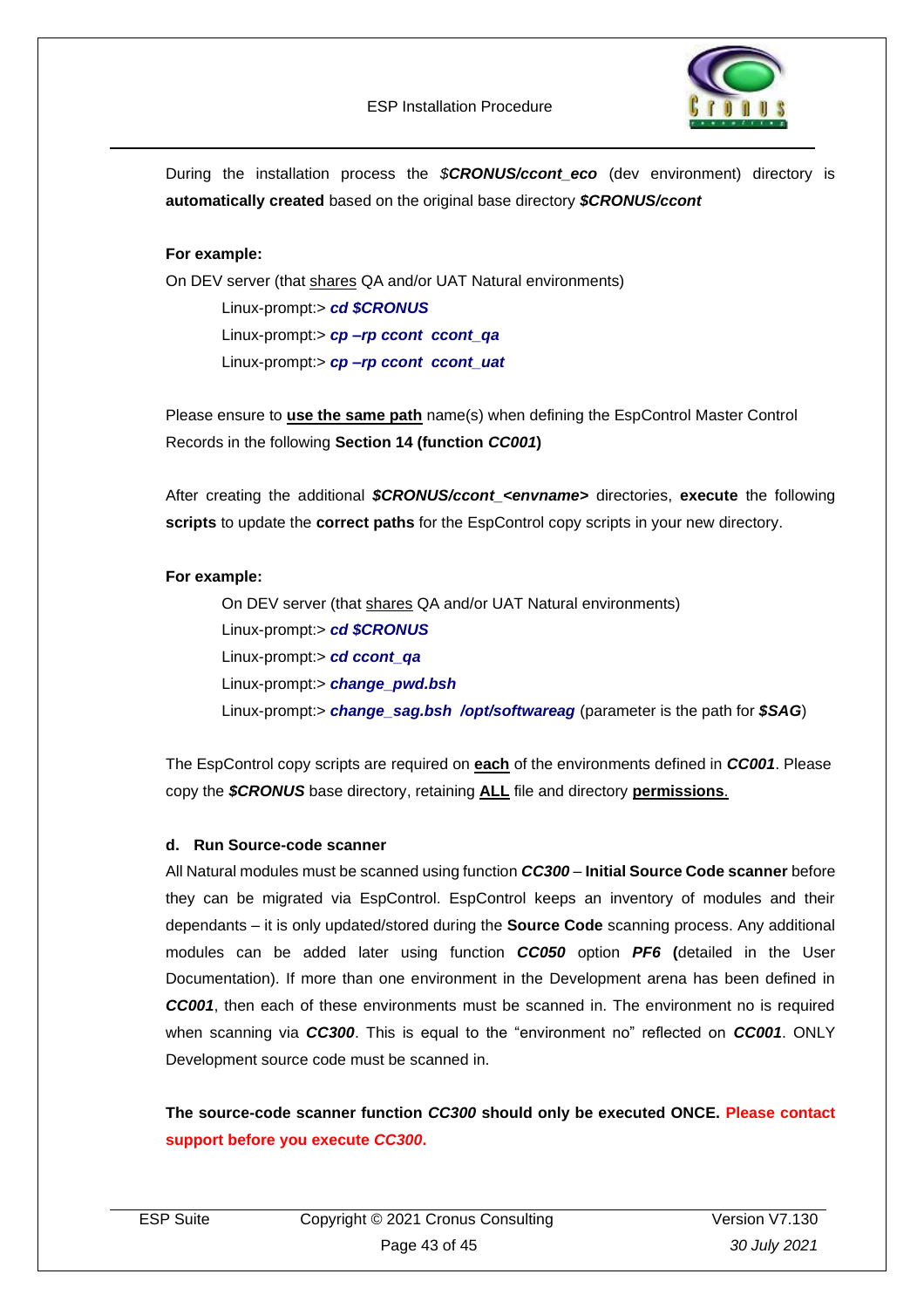During the installation process the *$**CRONUS/ccont_eco*** (dev environment) directory is **automatically created** based on the original base directory ***$CRONUS/ccont***

**For example:**

On DEV server (that shares QA and/or UAT Natural environments)

Linux-prompt:> ***cd $CRONUS***

Linux-prompt:> ***cp –rp ccont  ccont_qa***

Linux-prompt:> ***cp –rp ccont  ccont_uat***

Please ensure to **use the same path** name(s) when defining the EspControl Master Control Records in the following **Section 14 (function *CC001*)**

After creating the additional ***$CRONUS/ccont_<envname>*** directories, **execute** the following **scripts** to update the **correct paths** for the EspControl copy scripts in your new directory.

**For example:**

On DEV server (that shares QA and/or UAT Natural environments)

Linux-prompt:> ***cd $CRONUS***

Linux-prompt:> ***cd ccont_qa***

Linux-prompt:> ***change_pwd.bsh***

Linux-prompt:> ***change_sag.bsh  /opt/softwareag*** (parameter is the path for ***$SAG***)

The EspControl copy scripts are required on **each** of the environments defined in ***CC001***. Please copy the ***$CRONUS*** base directory, retaining **ALL** file and directory **permissions**.

**d. Run Source-code scanner**

All Natural modules must be scanned using function ***CC300*** – **Initial Source Code scanner** before they can be migrated via EspControl. EspControl keeps an inventory of modules and their dependants – it is only updated/stored during the **Source Code** scanning process. Any additional modules can be added later using function ***CC050*** option ***PF6*** **(**detailed in the User Documentation). If more than one environment in the Development arena has been defined in ***CC001***, then each of these environments must be scanned in. The environment no is required when scanning via ***CC300***. This is equal to the "environment no" reflected on ***CC001***. ONLY Development source code must be scanned in.

**The source-code scanner function *CC300* should only be executed ONCE. Please contact support before you execute *CC300*.**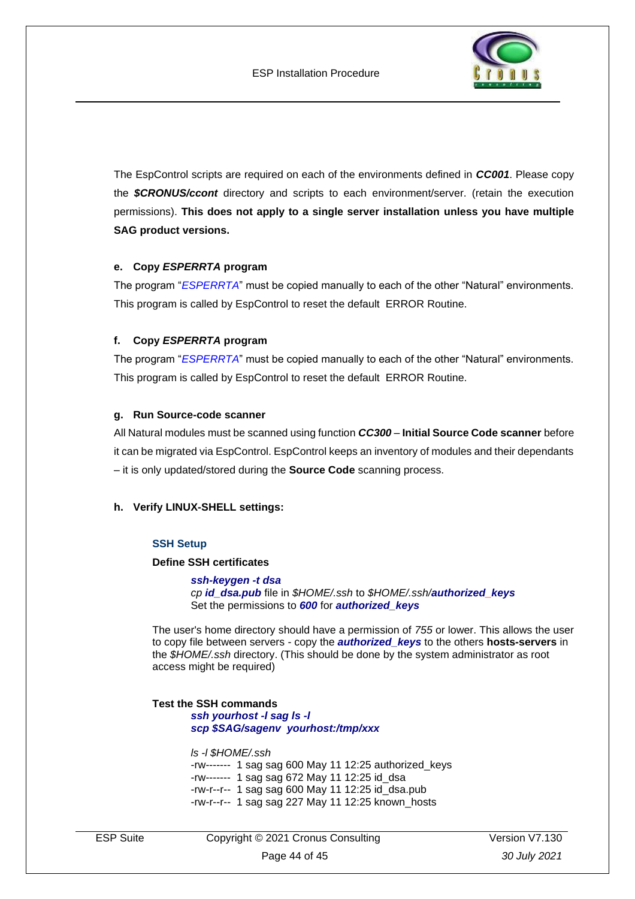The EspControl scripts are required on each of the environments defined in ***CC001***. Please copy the ***$CRONUS/ccont*** directory and scripts to each environment/server. (retain the execution permissions). **This does not apply to a single server installation unless you have multiple SAG product versions.**

#### e. Copy *ESPERRTA* program

The program "*ESPERRTA*" must be copied manually to each of the other "Natural" environments. This program is called by EspControl to reset the default ERROR Routine.

#### f. Copy *ESPERRTA* program

The program "*ESPERRTA*" must be copied manually to each of the other "Natural" environments. This program is called by EspControl to reset the default ERROR Routine.

#### g. Run Source-code scanner

All Natural modules must be scanned using function ***CC300*** – **Initial Source Code scanner** before it can be migrated via EspControl. EspControl keeps an inventory of modules and their dependants – it is only updated/stored during the **Source Code** scanning process.

#### h. Verify LINUX-SHELL settings:

**SSH Setup**

**Define SSH certificates**

> ***ssh-keygen -t dsa***
> *cp* ***id_dsa.pub*** file in *$HOME/.ssh* to *$HOME/.ssh/****authorized_keys***
> Set the permissions to ***600*** for ***authorized_keys***

The user's home directory should have a permission of *755* or lower. This allows the user to copy file between servers - copy the ***authorized_keys*** to the others **hosts-servers** in the *$HOME/.ssh* directory. (This should be done by the system administrator as root access might be required)

**Test the SSH commands**

> ***ssh yourhost -l sag ls -l***
> ***scp $SAG/sagenv yourhost:/tmp/xxx***

```
ls -l $HOME/.ssh
-rw-------  1 sag sag 600 May 11 12:25 authorized_keys
-rw-------  1 sag sag 672 May 11 12:25 id_dsa
-rw-r--r--  1 sag sag 600 May 11 12:25 id_dsa.pub
-rw-r--r--  1 sag sag 227 May 11 12:25 known_hosts
```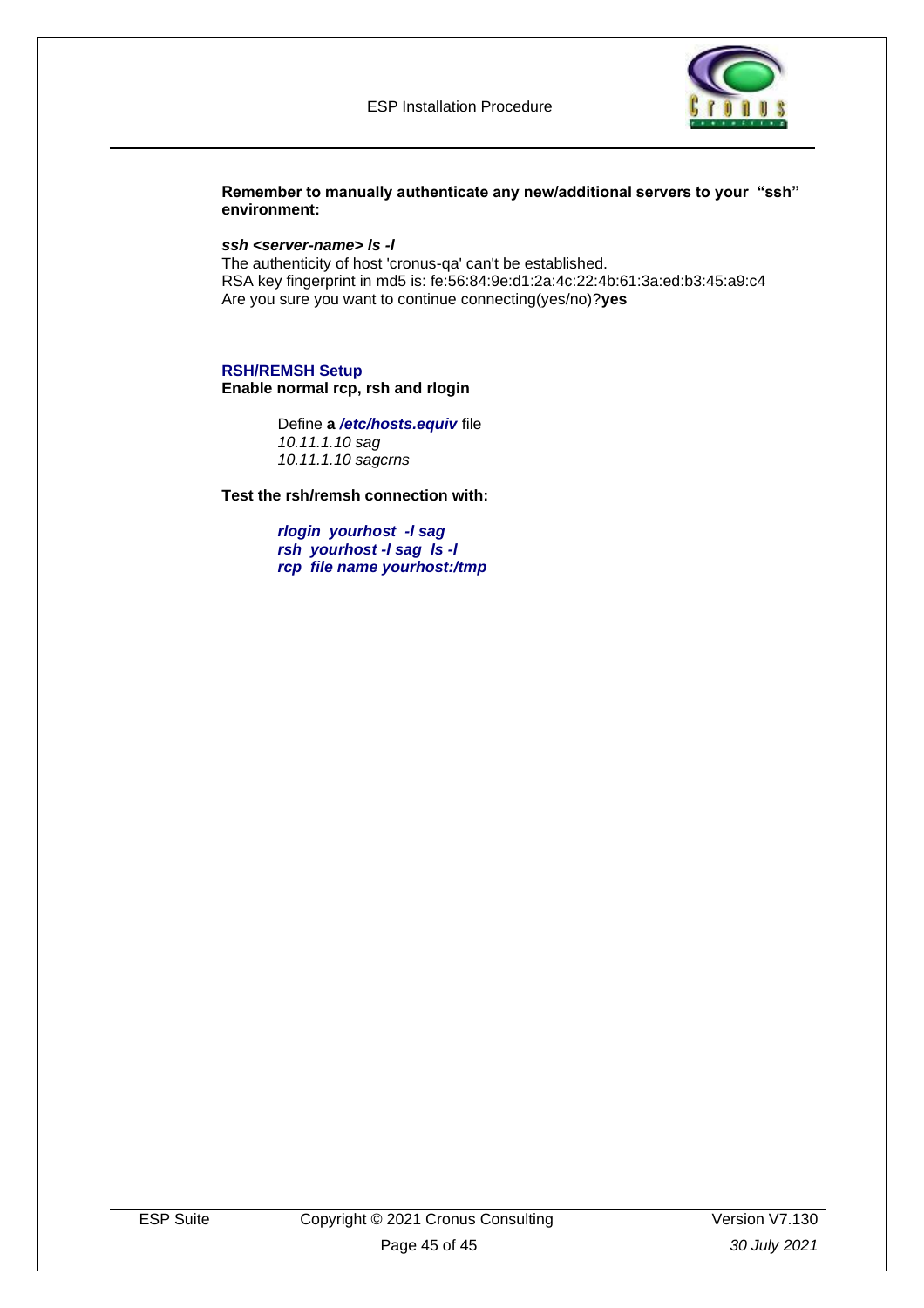**Remember to manually authenticate any new/additional servers to your "ssh" environment:**

***ssh <server-name> ls -l***
The authenticity of host 'cronus-qa' can't be established.
RSA key fingerprint in md5 is: fe:56:84:9e:d1:2a:4c:22:4b:61:3a:ed:b3:45:a9:c4
Are you sure you want to continue connecting(yes/no)?**yes**

### RSH/REMSH Setup

**Enable normal rcp, rsh and rlogin**

Define **a */etc/hosts.equiv*** file
*10.11.1.10 sag*
*10.11.1.10 sagcrns*

**Test the rsh/remsh connection with:**

***rlogin yourhost -l sag***
***rsh yourhost -l sag ls -l***
***rcp file name yourhost:/tmp***